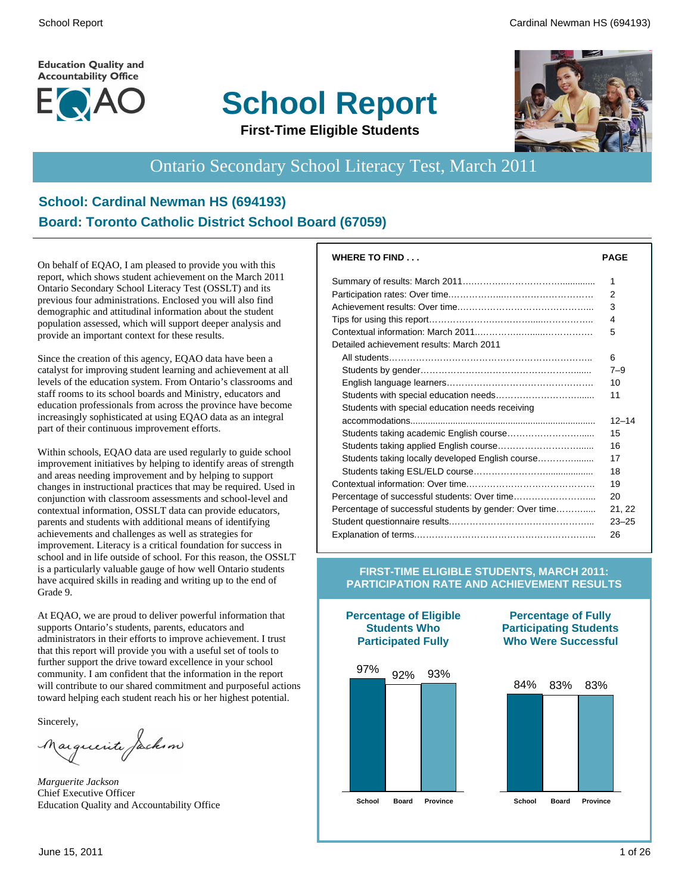Education Quality and Accountability Office

EQAO

# School Report

**First-Time Eligible Students**

## Ontario Secondary School Literacy Test, March 2011

### School: Cardinal Newman HS (694193)
### Board: Toronto Catholic District School Board (67059)

On behalf of EQAO, I am pleased to provide you with this report, which shows student achievement on the March 2011 Ontario Secondary School Literacy Test (OSSLT) and its previous four administrations. Enclosed you will also find demographic and attitudinal information about the student population assessed, which will support deeper analysis and provide an important context for these results.

Since the creation of this agency, EQAO data have been a catalyst for improving student learning and achievement at all levels of the education system. From Ontario's classrooms and staff rooms to its school boards and Ministry, educators and education professionals from across the province have become increasingly sophisticated at using EQAO data as an integral part of their continuous improvement efforts.

Within schools, EQAO data are used regularly to guide school improvement initiatives by helping to identify areas of strength and areas needing improvement and by helping to support changes in instructional practices that may be required. Used in conjunction with classroom assessments and school-level and contextual information, OSSLT data can provide educators, parents and students with additional means of identifying achievements and challenges as well as strategies for improvement. Literacy is a critical foundation for success in school and in life outside of school. For this reason, the OSSLT is a particularly valuable gauge of how well Ontario students have acquired skills in reading and writing up to the end of Grade 9.

At EQAO, we are proud to deliver powerful information that supports Ontario's students, parents, educators and administrators in their efforts to improve achievement. I trust that this report will provide you with a useful set of tools to further support the drive toward excellence in your school community. I am confident that the information in the report will contribute to our shared commitment and purposeful actions toward helping each student reach his or her highest potential.

Sincerely,

*Marguerite Jackson*
Chief Executive Officer
Education Quality and Accountability Office

| WHERE TO FIND . . . | PAGE |
|---|---|
| Summary of results: March 2011 | 1 |
| Participation rates: Over time | 2 |
| Achievement results: Over time | 3 |
| Tips for using this report | 4 |
| Contextual information: March 2011 | 5 |
| Detailed achievement results: March 2011 | |
| All students | 6 |
| Students by gender | 7–9 |
| English language learners | 10 |
| Students with special education needs | 11 |
| Students with special education needs receiving accommodations | 12–14 |
| Students taking academic English course | 15 |
| Students taking applied English course | 16 |
| Students taking locally developed English course | 17 |
| Students taking ESL/ELD course | 18 |
| Contextual information: Over time | 19 |
| Percentage of successful students: Over time | 20 |
| Percentage of successful students by gender: Over time | 21, 22 |
| Student questionnaire results | 23–25 |
| Explanation of terms | 26 |

### FIRST-TIME ELIGIBLE STUDENTS, MARCH 2011: PARTICIPATION RATE AND ACHIEVEMENT RESULTS

| | School | Board | Province |
|---|---|---|---|
| Percentage of Eligible Students Who Participated Fully | 97% | 92% | 93% |
| Percentage of Fully Participating Students Who Were Successful | 84% | 83% | 83% |

June 15, 2011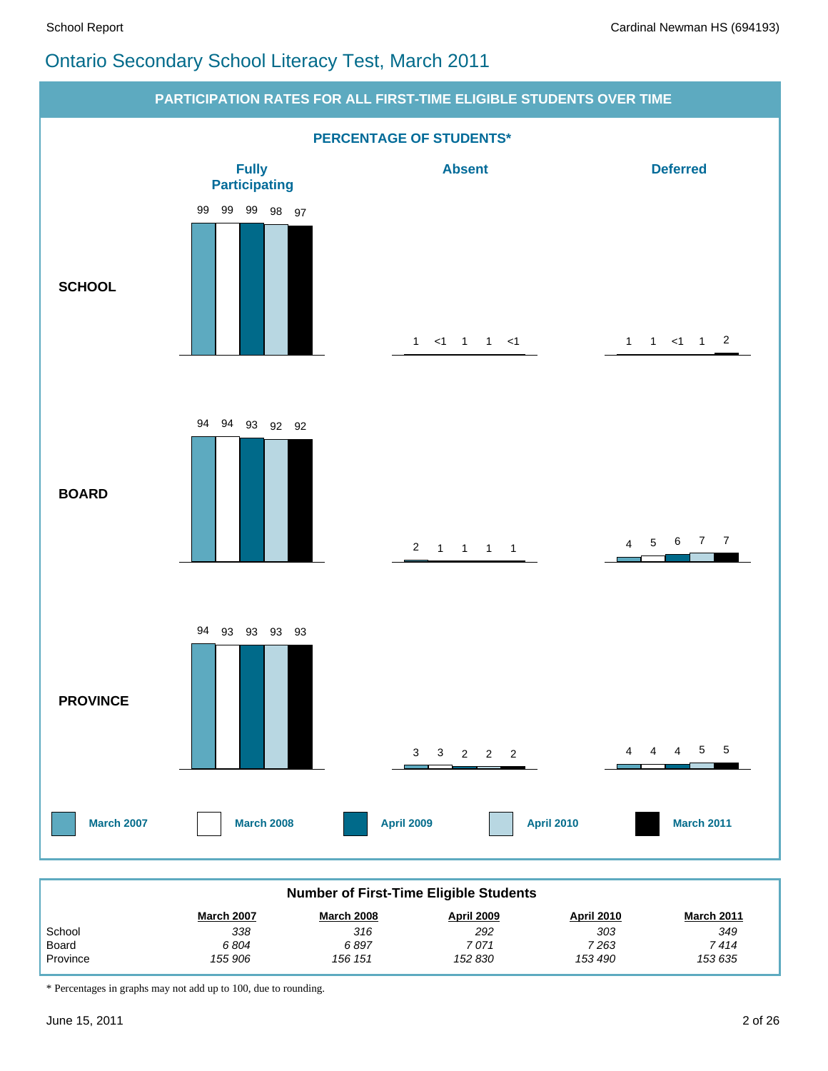# Ontario Secondary School Literacy Test, March 2011

## PARTICIPATION RATES FOR ALL FIRST-TIME ELIGIBLE STUDENTS OVER TIME

### PERCENTAGE OF STUDENTS*

| | | March 2007 | March 2008 | April 2009 | April 2010 | March 2011 |
|---|---|---|---|---|---|---|
| **SCHOOL** | Fully Participating | 99 | 99 | 99 | 98 | 97 |
| | Absent | 1 | <1 | 1 | 1 | <1 |
| | Deferred | 1 | 1 | <1 | 1 | 2 |
| **BOARD** | Fully Participating | 94 | 94 | 93 | 92 | 92 |
| | Absent | 2 | 1 | 1 | 1 | 1 |
| | Deferred | 4 | 5 | 6 | 7 | 7 |
| **PROVINCE** | Fully Participating | 94 | 93 | 93 | 93 | 93 |
| | Absent | 3 | 3 | 2 | 2 | 2 |
| | Deferred | 4 | 4 | 4 | 5 | 5 |

### Number of First-Time Eligible Students

| | March 2007 | March 2008 | April 2009 | April 2010 | March 2011 |
|---|---|---|---|---|---|
| School | 338 | 316 | 292 | 303 | 349 |
| Board | 6 804 | 6 897 | 7 071 | 7 263 | 7 414 |
| Province | 155 906 | 156 151 | 152 830 | 153 490 | 153 635 |

* Percentages in graphs may not add up to 100, due to rounding.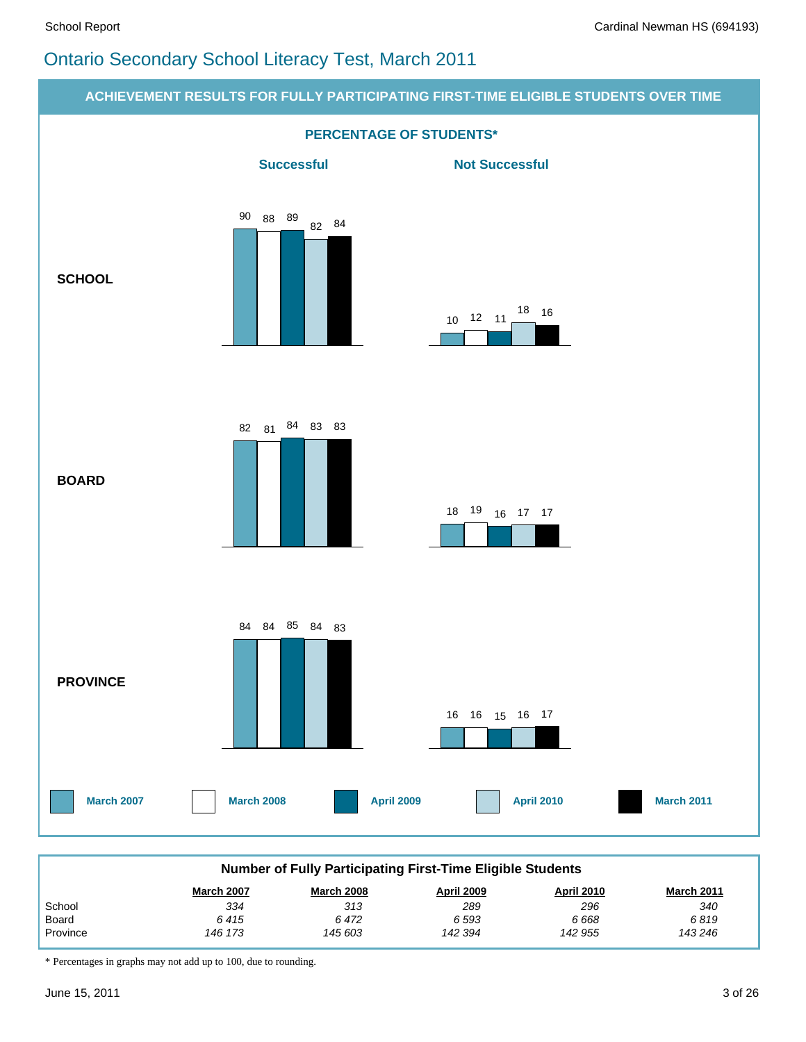# Ontario Secondary School Literacy Test, March 2011

## ACHIEVEMENT RESULTS FOR FULLY PARTICIPATING FIRST-TIME ELIGIBLE STUDENTS OVER TIME

### PERCENTAGE OF STUDENTS*

| | Successful | | | | | Not Successful | | | | |
|---|---|---|---|---|---|---|---|---|---|---|
| | March 2007 | March 2008 | April 2009 | April 2010 | March 2011 | March 2007 | March 2008 | April 2009 | April 2010 | March 2011 |
| **SCHOOL** | 90 | 88 | 89 | 82 | 84 | 10 | 12 | 11 | 18 | 16 |
| **BOARD** | 82 | 81 | 84 | 83 | 83 | 18 | 19 | 16 | 17 | 17 |
| **PROVINCE** | 84 | 84 | 85 | 84 | 83 | 16 | 16 | 15 | 16 | 17 |

### Number of Fully Participating First-Time Eligible Students

| | March 2007 | March 2008 | April 2009 | April 2010 | March 2011 |
|---|---|---|---|---|---|
| School | *334* | *313* | *289* | *296* | *340* |
| Board | *6 415* | *6 472* | *6 593* | *6 668* | *6 819* |
| Province | *146 173* | *145 603* | *142 394* | *142 955* | *143 246* |

\* Percentages in graphs may not add up to 100, due to rounding.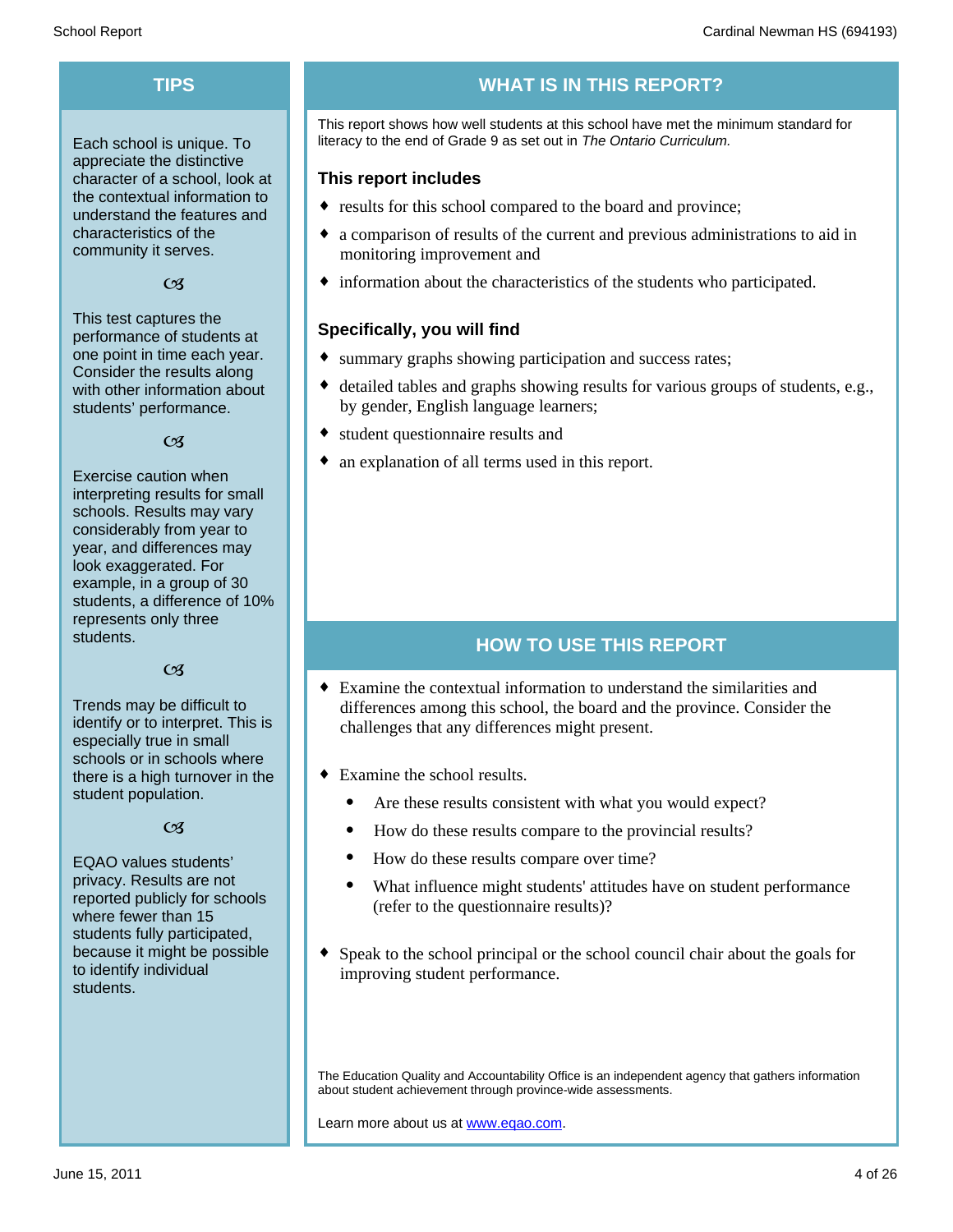## TIPS

Each school is unique. To appreciate the distinctive character of a school, look at the contextual information to understand the features and characteristics of the community it serves.

ଔ

This test captures the performance of students at one point in time each year. Consider the results along with other information about students' performance.

ଔ

Exercise caution when interpreting results for small schools. Results may vary considerably from year to year, and differences may look exaggerated. For example, in a group of 30 students, a difference of 10% represents only three students.

ଔ

Trends may be difficult to identify or to interpret. This is especially true in small schools or in schools where there is a high turnover in the student population.

ଔ

EQAO values students' privacy. Results are not reported publicly for schools where fewer than 15 students fully participated, because it might be possible to identify individual students.

## WHAT IS IN THIS REPORT?

This report shows how well students at this school have met the minimum standard for literacy to the end of Grade 9 as set out in *The Ontario Curriculum.*

### This report includes

- results for this school compared to the board and province;
- a comparison of results of the current and previous administrations to aid in monitoring improvement and
- information about the characteristics of the students who participated.

### Specifically, you will find

- summary graphs showing participation and success rates;
- detailed tables and graphs showing results for various groups of students, e.g., by gender, English language learners;
- student questionnaire results and
- an explanation of all terms used in this report.

## HOW TO USE THIS REPORT

- Examine the contextual information to understand the similarities and differences among this school, the board and the province. Consider the challenges that any differences might present.
- Examine the school results.
  - Are these results consistent with what you would expect?
  - How do these results compare to the provincial results?
  - How do these results compare over time?
  - What influence might students' attitudes have on student performance (refer to the questionnaire results)?
- Speak to the school principal or the school council chair about the goals for improving student performance.

The Education Quality and Accountability Office is an independent agency that gathers information about student achievement through province-wide assessments.

Learn more about us at www.eqao.com.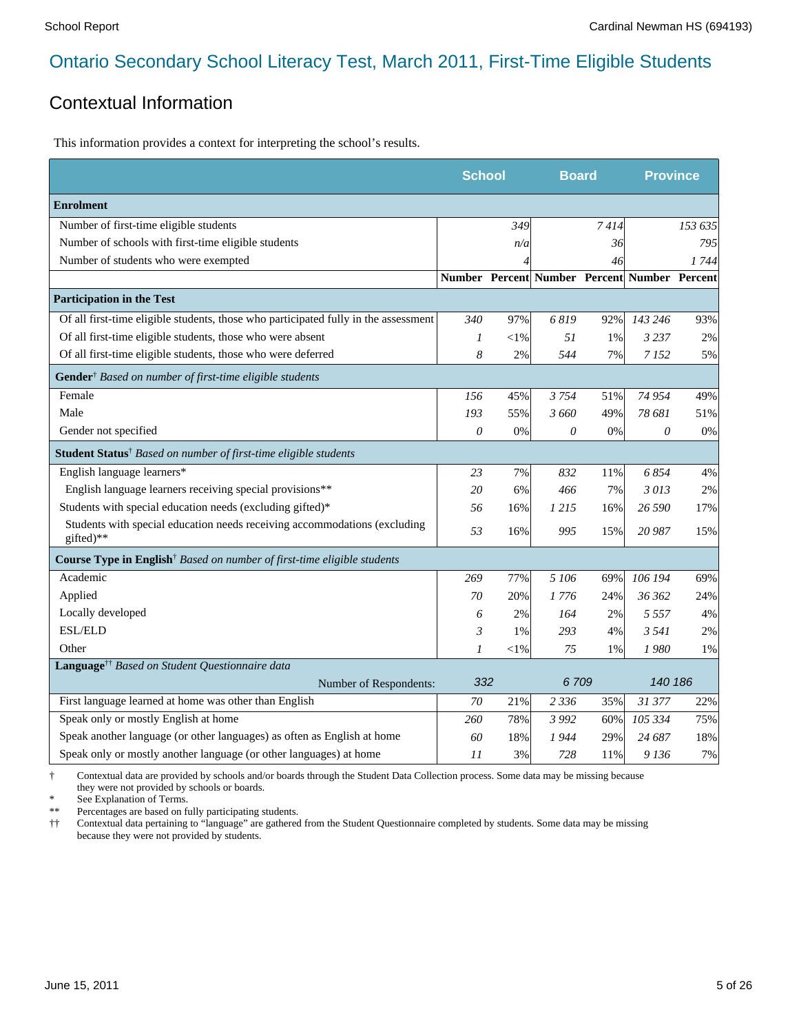# Ontario Secondary School Literacy Test, March 2011, First-Time Eligible Students

## Contextual Information

This information provides a context for interpreting the school's results.

| | School | | Board | | Province | |
|---|---|---|---|---|---|---|
| **Enrolment** | | | | | | |
| Number of first-time eligible students | | 349 | | 7 414 | | 153 635 |
| Number of schools with first-time eligible students | | n/a | | 36 | | 795 |
| Number of students who were exempted | | 4 | | 46 | | 1 744 |
| | **Number** | **Percent** | **Number** | **Percent** | **Number** | **Percent** |
| **Participation in the Test** | | | | | | |
| Of all first-time eligible students, those who participated fully in the assessment | 340 | 97% | 6 819 | 92% | 143 246 | 93% |
| Of all first-time eligible students, those who were absent | 1 | <1% | 51 | 1% | 3 237 | 2% |
| Of all first-time eligible students, those who were deferred | 8 | 2% | 544 | 7% | 7 152 | 5% |
| **Gender**† *Based on number of first-time eligible students* | | | | | | |
| Female | 156 | 45% | 3 754 | 51% | 74 954 | 49% |
| Male | 193 | 55% | 3 660 | 49% | 78 681 | 51% |
| Gender not specified | 0 | 0% | 0 | 0% | 0 | 0% |
| **Student Status**† *Based on number of first-time eligible students* | | | | | | |
| English language learners* | 23 | 7% | 832 | 11% | 6 854 | 4% |
| English language learners receiving special provisions** | 20 | 6% | 466 | 7% | 3 013 | 2% |
| Students with special education needs (excluding gifted)* | 56 | 16% | 1 215 | 16% | 26 590 | 17% |
| Students with special education needs receiving accommodations (excluding gifted)** | 53 | 16% | 995 | 15% | 20 987 | 15% |
| **Course Type in English**† *Based on number of first-time eligible students* | | | | | | |
| Academic | 269 | 77% | 5 106 | 69% | 106 194 | 69% |
| Applied | 70 | 20% | 1 776 | 24% | 36 362 | 24% |
| Locally developed | 6 | 2% | 164 | 2% | 5 557 | 4% |
| ESL/ELD | 3 | 1% | 293 | 4% | 3 541 | 2% |
| Other | 1 | <1% | 75 | 1% | 1 980 | 1% |
| **Language**†† *Based on Student Questionnaire data* | | | | | | |
| Number of Respondents: | 332 | | 6 709 | | 140 186 | |
| First language learned at home was other than English | 70 | 21% | 2 336 | 35% | 31 377 | 22% |
| Speak only or mostly English at home | 260 | 78% | 3 992 | 60% | 105 334 | 75% |
| Speak another language (or other languages) as often as English at home | 60 | 18% | 1 944 | 29% | 24 687 | 18% |
| Speak only or mostly another language (or other languages) at home | 11 | 3% | 728 | 11% | 9 136 | 7% |

† Contextual data are provided by schools and/or boards through the Student Data Collection process. Some data may be missing because they were not provided by schools or boards.

\* See Explanation of Terms.

** Percentages are based on fully participating students.

†† Contextual data pertaining to "language" are gathered from the Student Questionnaire completed by students. Some data may be missing because they were not provided by students.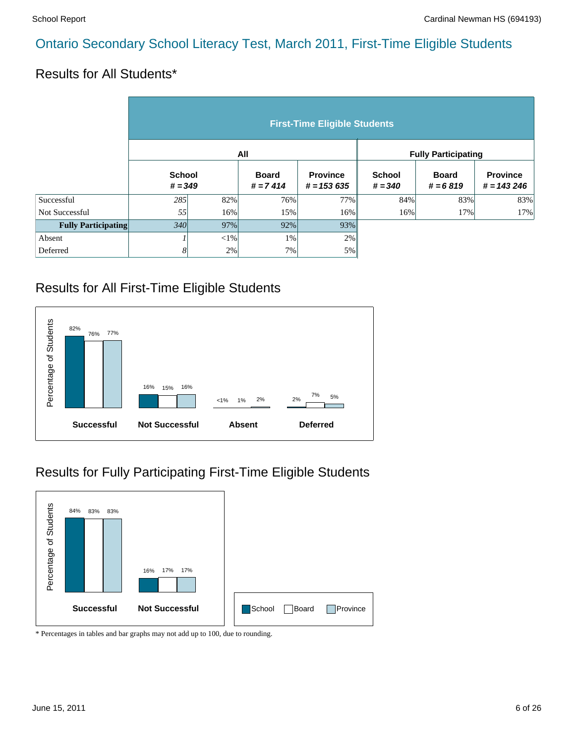# Ontario Secondary School Literacy Test, March 2011, First-Time Eligible Students

## Results for All Students*

| | First-Time Eligible Students | | | | | | |
|---|---|---|---|---|---|---|---|
| | All | | | | Fully Participating | | |
| | School # = 349 | | Board # = 7 414 | Province # = 153 635 | School # = 340 | Board # = 6 819 | Province # = 143 246 |
| Successful | *285* | 82% | 76% | 77% | 84% | 83% | 83% |
| Not Successful | *55* | 16% | 15% | 16% | 16% | 17% | 17% |
| **Fully Participating** | *340* | 97% | 92% | 93% | | | |
| Absent | *1* | <1% | 1% | 2% | | | |
| Deferred | *8* | 2% | 7% | 5% | | | |

## Results for All First-Time Eligible Students

| Percentage of Students | School | Board | Province |
|---|---|---|---|
| Successful | 82% | 76% | 77% |
| Not Successful | 16% | 15% | 16% |
| Absent | <1% | 1% | 2% |
| Deferred | 2% | 7% | 5% |

## Results for Fully Participating First-Time Eligible Students

| Percentage of Students | School | Board | Province |
|---|---|---|---|
| Successful | 84% | 83% | 83% |
| Not Successful | 16% | 17% | 17% |

\* Percentages in tables and bar graphs may not add up to 100, due to rounding.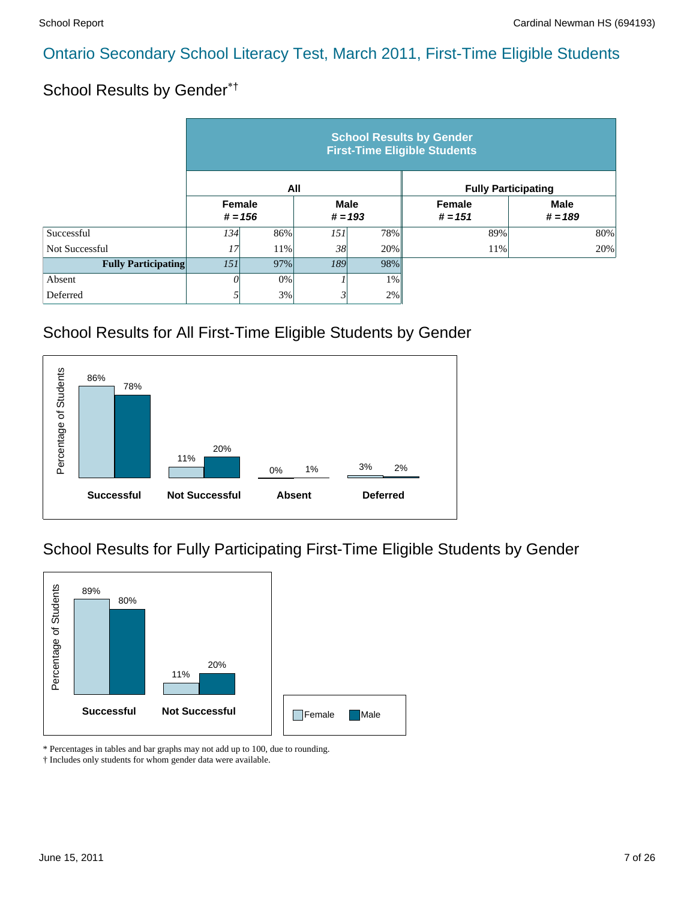# Ontario Secondary School Literacy Test, March 2011, First-Time Eligible Students

## School Results by Gender*†

| | School Results by Gender First-Time Eligible Students | | | | | |
|---|---|---|---|---|---|---|
| | All | | | | Fully Participating | |
| | Female # = 156 | | Male # = 193 | | Female # = 151 | Male # = 189 |
| Successful | 134 | 86% | 151 | 78% | 89% | 80% |
| Not Successful | 17 | 11% | 38 | 20% | 11% | 20% |
| **Fully Participating** | 151 | 97% | 189 | 98% | | |
| Absent | 0 | 0% | 1 | 1% | | |
| Deferred | 5 | 3% | 3 | 2% | | |

## School Results for All First-Time Eligible Students by Gender

| Percentage of Students | Female | Male |
|---|---|---|
| Successful | 86% | 78% |
| Not Successful | 11% | 20% |
| Absent | 0% | 1% |
| Deferred | 3% | 2% |

## School Results for Fully Participating First-Time Eligible Students by Gender

| Percentage of Students | Female | Male |
|---|---|---|
| Successful | 89% | 80% |
| Not Successful | 11% | 20% |

\* Percentages in tables and bar graphs may not add up to 100, due to rounding.
† Includes only students for whom gender data were available.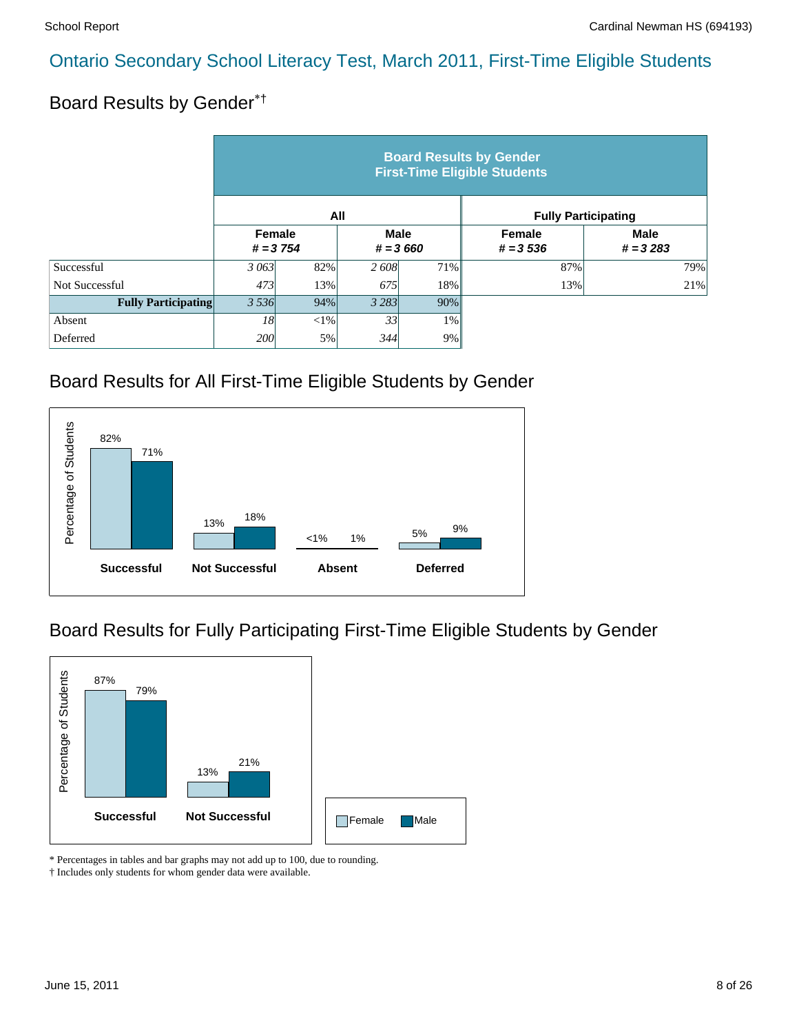# Ontario Secondary School Literacy Test, March 2011, First-Time Eligible Students

## Board Results by Gender*†

| | Board Results by Gender First-Time Eligible Students | | | | | |
|---|---|---|---|---|---|---|
| | All | | | | Fully Participating | |
| | Female # = 3 754 | | Male # = 3 660 | | Female # = 3 536 | Male # = 3 283 |
| Successful | *3 063* | 82% | *2 608* | 71% | 87% | 79% |
| Not Successful | *473* | 13% | *675* | 18% | 13% | 21% |
| **Fully Participating** | *3 536* | 94% | *3 283* | 90% | | |
| Absent | *18* | <1% | *33* | 1% | | |
| Deferred | *200* | 5% | *344* | 9% | | |

## Board Results for All First-Time Eligible Students by Gender

| Percentage of Students | Female | Male |
|---|---|---|
| Successful | 82% | 71% |
| Not Successful | 13% | 18% |
| Absent | <1% | 1% |
| Deferred | 5% | 9% |

## Board Results for Fully Participating First-Time Eligible Students by Gender

| Percentage of Students | Female | Male |
|---|---|---|
| Successful | 87% | 79% |
| Not Successful | 13% | 21% |

\* Percentages in tables and bar graphs may not add up to 100, due to rounding.
† Includes only students for whom gender data were available.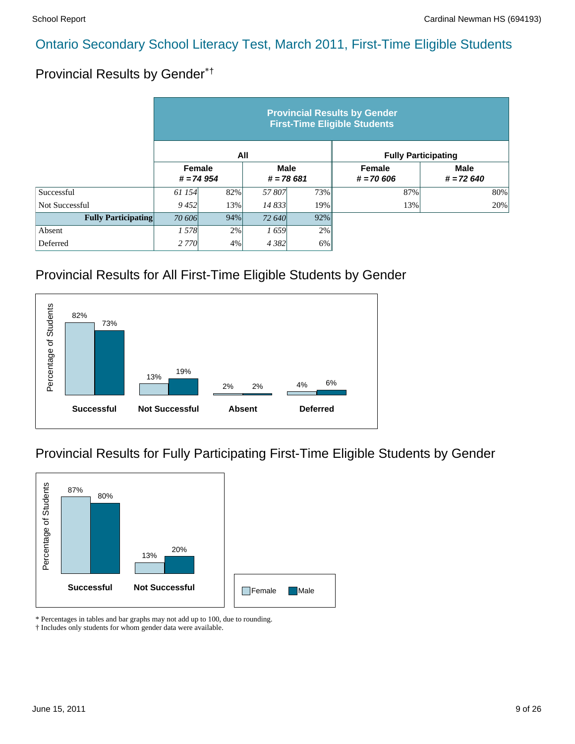# Ontario Secondary School Literacy Test, March 2011, First-Time Eligible Students

## Provincial Results by Gender*†

| | Provincial Results by Gender First-Time Eligible Students | | | | | |
|---|---|---|---|---|---|---|
| | All | | | | Fully Participating | |
| | Female # = 74 954 | | Male # = 78 681 | | Female # = 70 606 | Male # = 72 640 |
| Successful | *61 154* | 82% | *57 807* | 73% | 87% | 80% |
| Not Successful | *9 452* | 13% | *14 833* | 19% | 13% | 20% |
| **Fully Participating** | *70 606* | 94% | *72 640* | 92% | | |
| Absent | *1 578* | 2% | *1 659* | 2% | | |
| Deferred | *2 770* | 4% | *4 382* | 6% | | |

## Provincial Results for All First-Time Eligible Students by Gender

| Percentage of Students | Successful | Not Successful | Absent | Deferred |
|---|---|---|---|---|
| Female | 82% | 13% | 2% | 4% |
| Male | 73% | 19% | 2% | 6% |

## Provincial Results for Fully Participating First-Time Eligible Students by Gender

| Percentage of Students | Successful | Not Successful |
|---|---|---|
| Female | 87% | 13% |
| Male | 80% | 20% |

\* Percentages in tables and bar graphs may not add up to 100, due to rounding.
† Includes only students for whom gender data were available.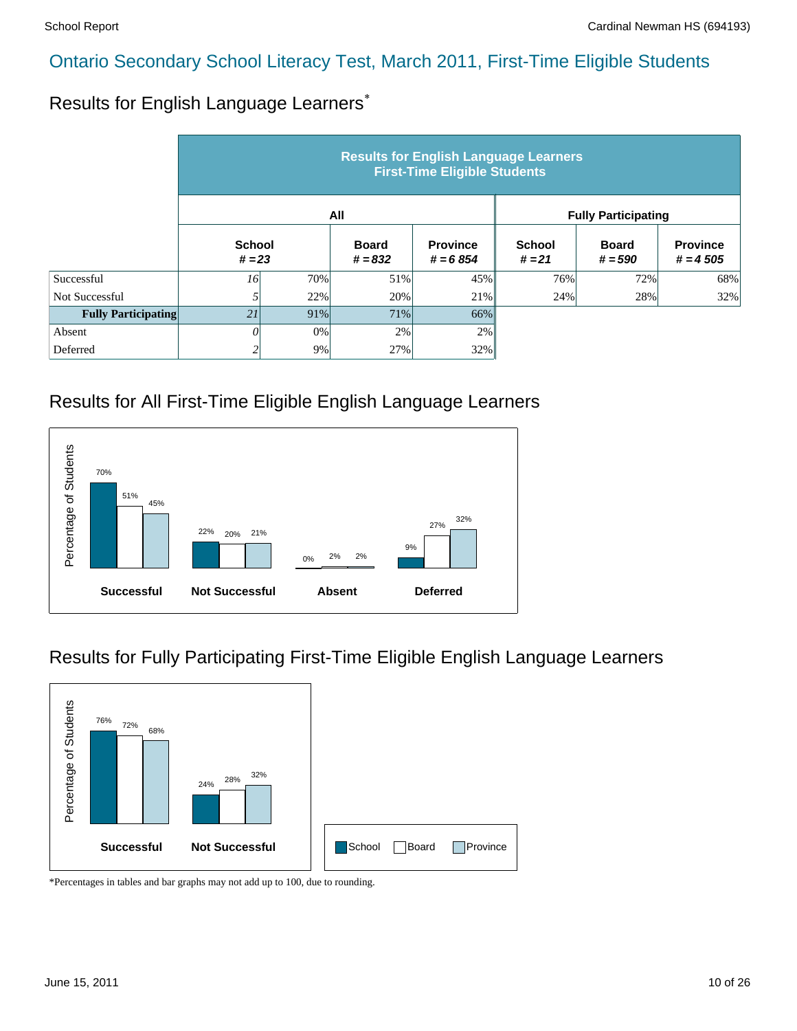# Ontario Secondary School Literacy Test, March 2011, First-Time Eligible Students

## Results for English Language Learners*

| | Results for English Language Learners First-Time Eligible Students | | | | | | |
|---|---|---|---|---|---|---|---|
| | All | | | | Fully Participating | | |
| | School # = 23 | | Board # = 832 | Province # = 6 854 | School # = 21 | Board # = 590 | Province # = 4 505 |
| Successful | 16 | 70% | 51% | 45% | 76% | 72% | 68% |
| Not Successful | 5 | 22% | 20% | 21% | 24% | 28% | 32% |
| **Fully Participating** | 21 | 91% | 71% | 66% | | | |
| Absent | 0 | 0% | 2% | 2% | | | |
| Deferred | 2 | 9% | 27% | 32% | | | |

## Results for All First-Time Eligible English Language Learners

| Percentage of Students | School | Board | Province |
|---|---|---|---|
| **Successful** | 70% | 51% | 45% |
| **Not Successful** | 22% | 20% | 21% |
| **Absent** | 0% | 2% | 2% |
| **Deferred** | 9% | 27% | 32% |

## Results for Fully Participating First-Time Eligible English Language Learners

| Percentage of Students | School | Board | Province |
|---|---|---|---|
| **Successful** | 76% | 72% | 68% |
| **Not Successful** | 24% | 28% | 32% |

*Percentages in tables and bar graphs may not add up to 100, due to rounding.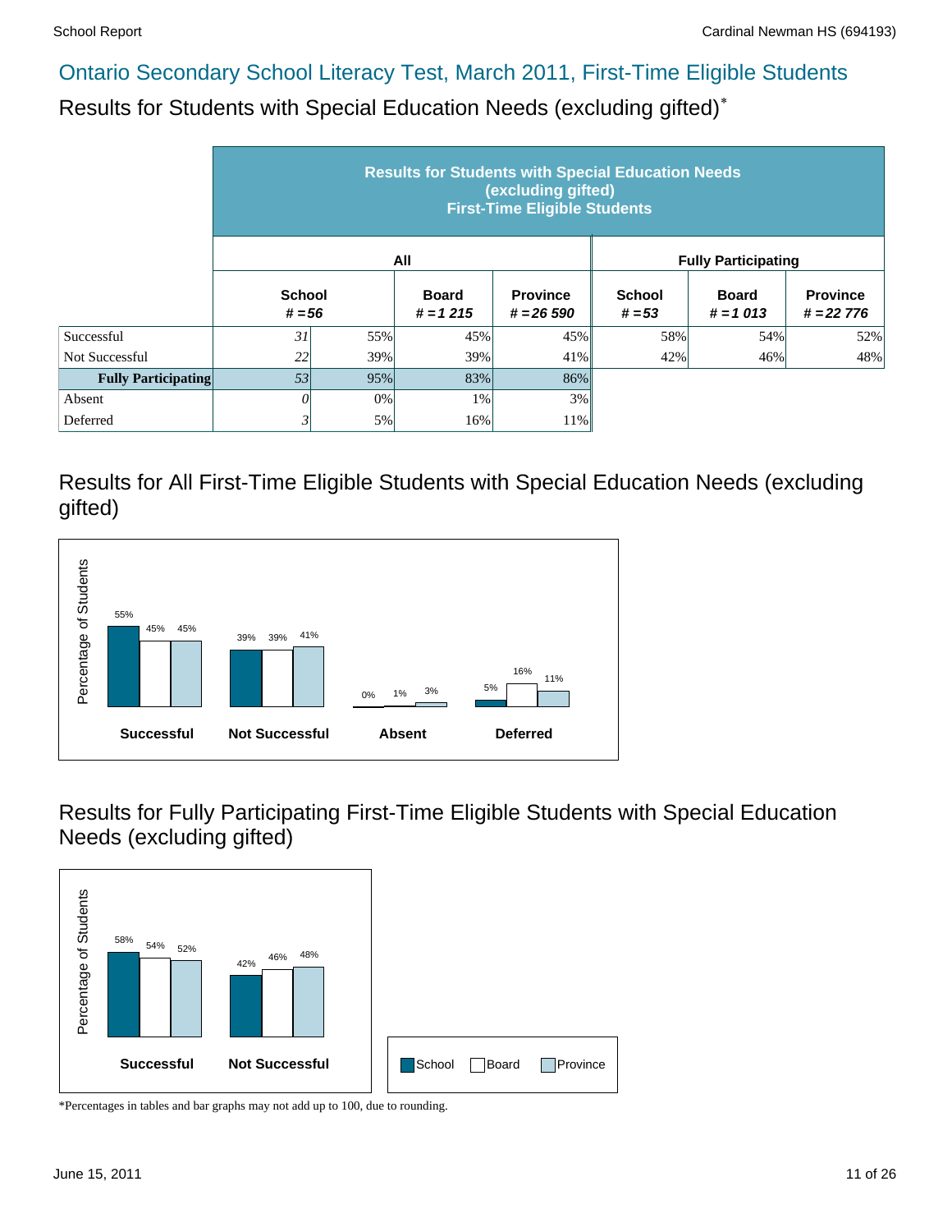# Ontario Secondary School Literacy Test, March 2011, First-Time Eligible Students

## Results for Students with Special Education Needs (excluding gifted)*

| | Results for Students with Special Education Needs (excluding gifted) First-Time Eligible Students | | | | | | |
|---|---|---|---|---|---|---|---|
| | All | | | | Fully Participating | | |
| | School # = 56 | | Board # = 1 215 | Province # = 26 590 | School # = 53 | Board # = 1 013 | Province # = 22 776 |
| Successful | 31 | 55% | 45% | 45% | 58% | 54% | 52% |
| Not Successful | 22 | 39% | 39% | 41% | 42% | 46% | 48% |
| **Fully Participating** | 53 | 95% | 83% | 86% | | | |
| Absent | 0 | 0% | 1% | 3% | | | |
| Deferred | 3 | 5% | 16% | 11% | | | |

## Results for All First-Time Eligible Students with Special Education Needs (excluding gifted)

| Percentage of Students | School | Board | Province |
|---|---|---|---|
| Successful | 55% | 45% | 45% |
| Not Successful | 39% | 39% | 41% |
| Absent | 0% | 1% | 3% |
| Deferred | 5% | 16% | 11% |

## Results for Fully Participating First-Time Eligible Students with Special Education Needs (excluding gifted)

| Percentage of Students | School | Board | Province |
|---|---|---|---|
| Successful | 58% | 54% | 52% |
| Not Successful | 42% | 46% | 48% |

*Percentages in tables and bar graphs may not add up to 100, due to rounding.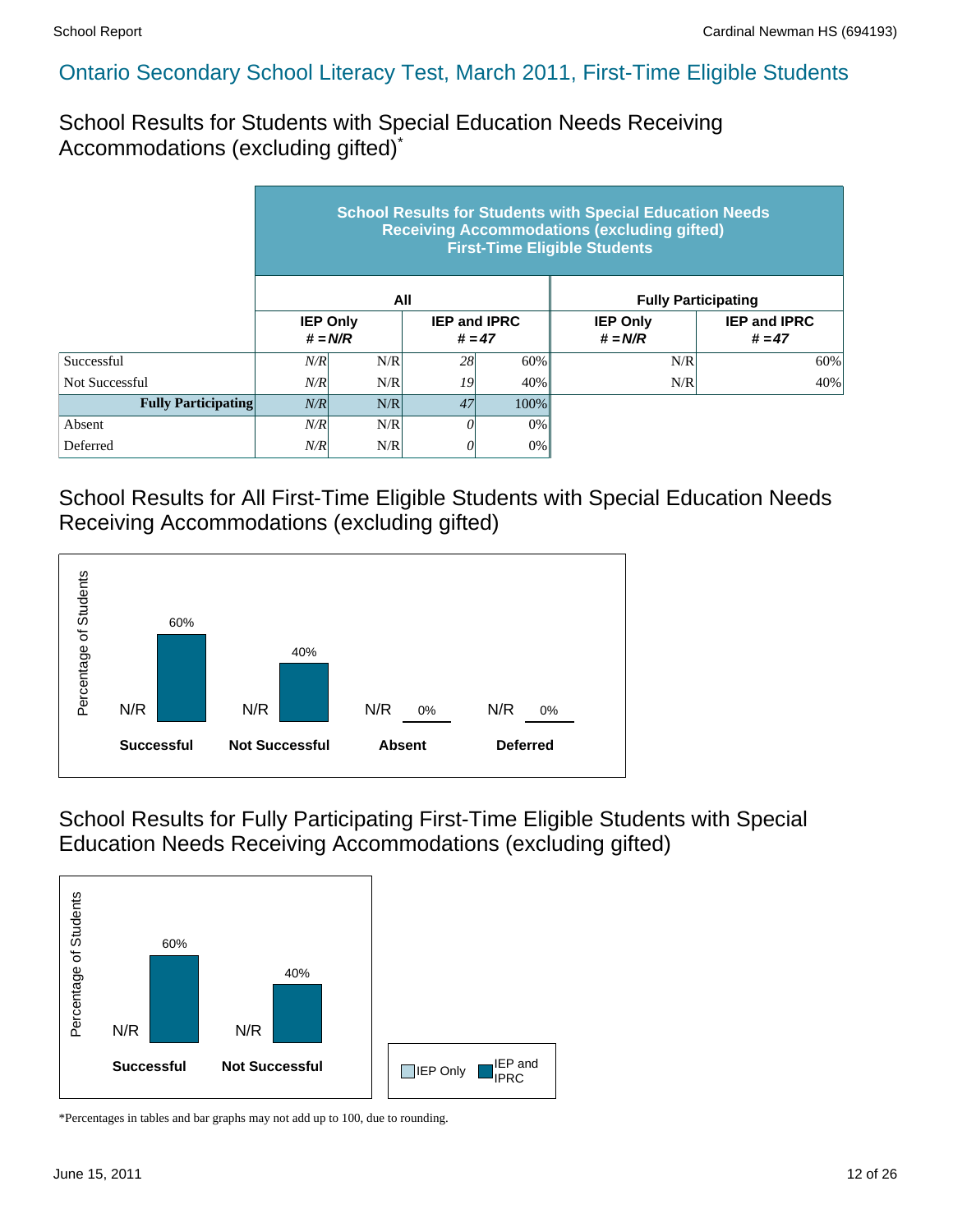# Ontario Secondary School Literacy Test, March 2011, First-Time Eligible Students

## School Results for Students with Special Education Needs Receiving Accommodations (excluding gifted)*

**School Results for Students with Special Education Needs Receiving Accommodations (excluding gifted) First-Time Eligible Students**

| | All | | | | Fully Participating | |
|---|---|---|---|---|---|---|
| | IEP Only # = N/R | | IEP and IPRC # = 47 | | IEP Only # = N/R | IEP and IPRC # = 47 |
| Successful | *N/R* | N/R | *28* | 60% | N/R | 60% |
| Not Successful | *N/R* | N/R | *19* | 40% | N/R | 40% |
| **Fully Participating** | *N/R* | N/R | *47* | 100% | | |
| Absent | *N/R* | N/R | *0* | 0% | | |
| Deferred | *N/R* | N/R | *0* | 0% | | |

## School Results for All First-Time Eligible Students with Special Education Needs Receiving Accommodations (excluding gifted)

Percentage of Students

| | IEP Only | IEP and IPRC |
|---|---|---|
| **Successful** | N/R | 60% |
| **Not Successful** | N/R | 40% |
| **Absent** | N/R | 0% |
| **Deferred** | N/R | 0% |

## School Results for Fully Participating First-Time Eligible Students with Special Education Needs Receiving Accommodations (excluding gifted)

Percentage of Students

| | IEP Only | IEP and IPRC |
|---|---|---|
| **Successful** | N/R | 60% |
| **Not Successful** | N/R | 40% |

*Percentages in tables and bar graphs may not add up to 100, due to rounding.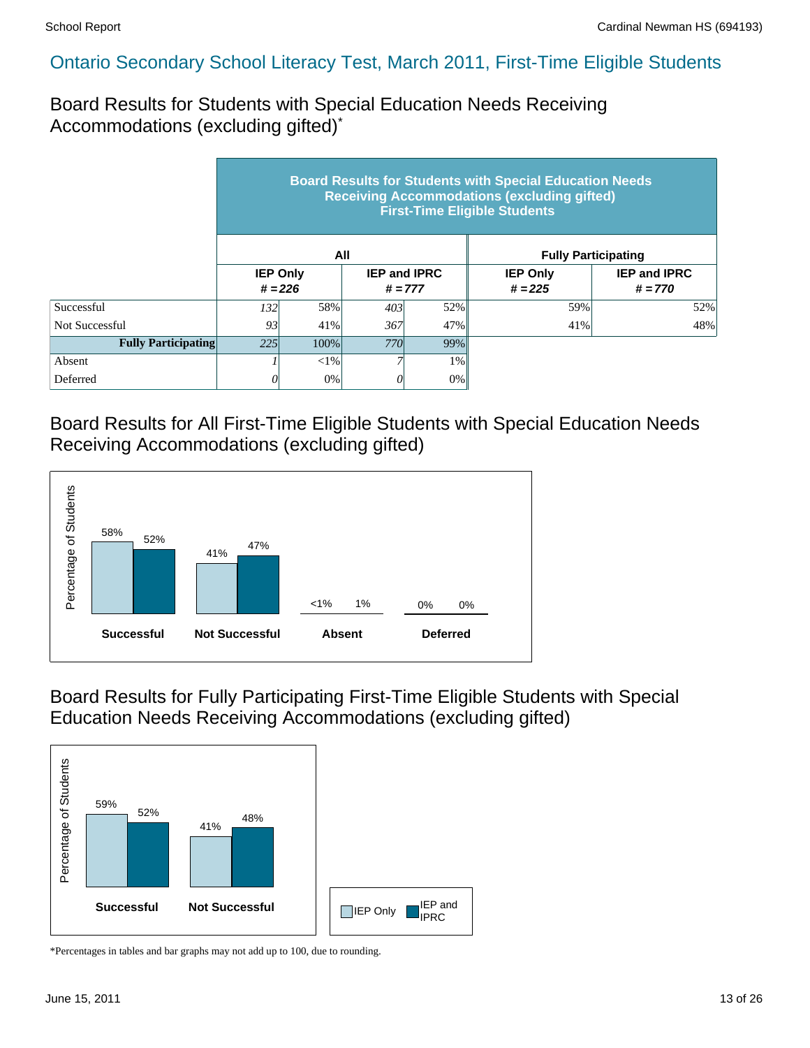# Ontario Secondary School Literacy Test, March 2011, First-Time Eligible Students

## Board Results for Students with Special Education Needs Receiving Accommodations (excluding gifted)*

| | Board Results for Students with Special Education Needs Receiving Accommodations (excluding gifted) First-Time Eligible Students | | | | | |
|---|---|---|---|---|---|---|
| | All | | | | Fully Participating | |
| | IEP Only # = 226 | | IEP and IPRC # = 777 | | IEP Only # = 225 | IEP and IPRC # = 770 |
| Successful | *132* | 58% | *403* | 52% | 59% | 52% |
| Not Successful | *93* | 41% | *367* | 47% | 41% | 48% |
| **Fully Participating** | *225* | 100% | *770* | 99% | | |
| Absent | *1* | <1% | *7* | 1% | | |
| Deferred | *0* | 0% | *0* | 0% | | |

## Board Results for All First-Time Eligible Students with Special Education Needs Receiving Accommodations (excluding gifted)

| | IEP Only | IEP and IPRC |
|---|---|---|
| Successful | 58% | 52% |
| Not Successful | 41% | 47% |
| Absent | <1% | 1% |
| Deferred | 0% | 0% |

## Board Results for Fully Participating First-Time Eligible Students with Special Education Needs Receiving Accommodations (excluding gifted)

| | IEP Only | IEP and IPRC |
|---|---|---|
| Successful | 59% | 52% |
| Not Successful | 41% | 48% |

*Percentages in tables and bar graphs may not add up to 100, due to rounding.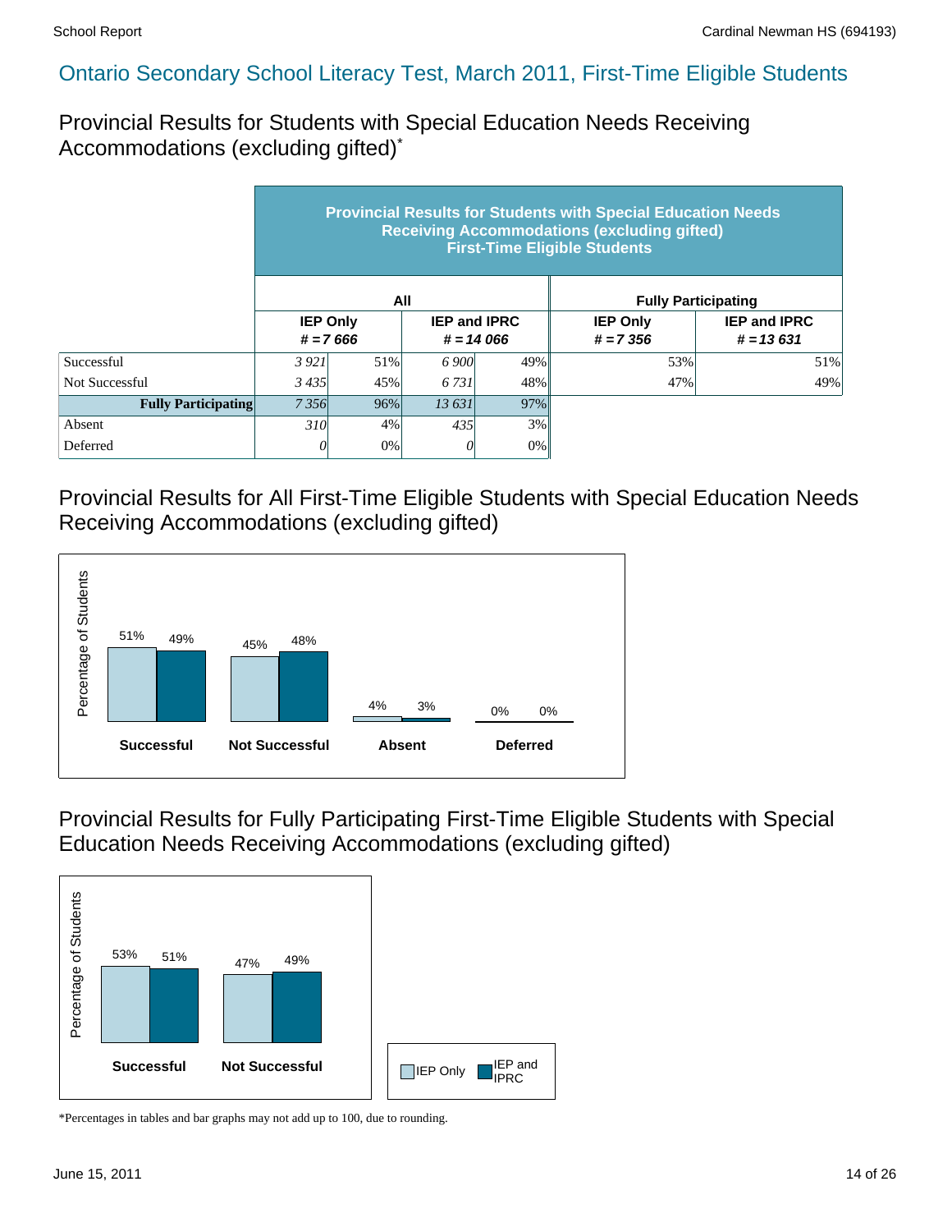## Ontario Secondary School Literacy Test, March 2011, First-Time Eligible Students

### Provincial Results for Students with Special Education Needs Receiving Accommodations (excluding gifted)*

**Provincial Results for Students with Special Education Needs Receiving Accommodations (excluding gifted) First-Time Eligible Students**

| | All | | | | Fully Participating | |
|---|---|---|---|---|---|---|
| | IEP Only # = 7 666 | | IEP and IPRC # = 14 066 | | IEP Only # = 7 356 | IEP and IPRC # = 13 631 |
| Successful | *3 921* | 51% | *6 900* | 49% | 53% | 51% |
| Not Successful | *3 435* | 45% | *6 731* | 48% | 47% | 49% |
| **Fully Participating** | *7 356* | 96% | *13 631* | 97% | | |
| Absent | *310* | 4% | *435* | 3% | | |
| Deferred | *0* | 0% | *0* | 0% | | |

### Provincial Results for All First-Time Eligible Students with Special Education Needs Receiving Accommodations (excluding gifted)

| Percentage of Students | IEP Only | IEP and IPRC |
|---|---|---|
| Successful | 51% | 49% |
| Not Successful | 45% | 48% |
| Absent | 4% | 3% |
| Deferred | 0% | 0% |

### Provincial Results for Fully Participating First-Time Eligible Students with Special Education Needs Receiving Accommodations (excluding gifted)

| Percentage of Students | IEP Only | IEP and IPRC |
|---|---|---|
| Successful | 53% | 51% |
| Not Successful | 47% | 49% |

*Percentages in tables and bar graphs may not add up to 100, due to rounding.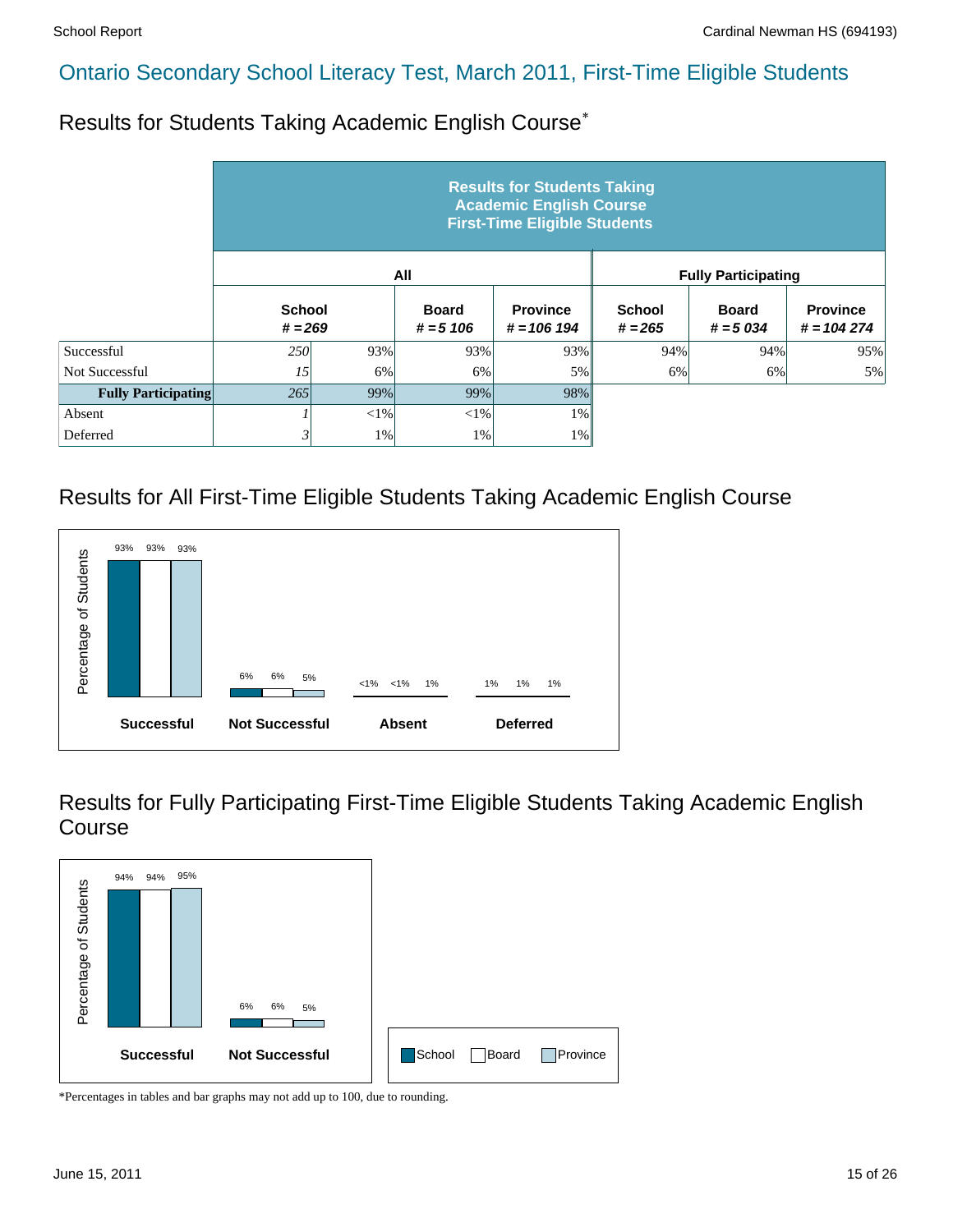# Ontario Secondary School Literacy Test, March 2011, First-Time Eligible Students

## Results for Students Taking Academic English Course*

| | Results for Students Taking Academic English Course First-Time Eligible Students | | | | | | |
|---|---|---|---|---|---|---|---|
| | All | | | | Fully Participating | | |
| | School # = 269 | | Board # = 5 106 | Province # = 106 194 | School # = 265 | Board # = 5 034 | Province # = 104 274 |
| Successful | 250 | 93% | 93% | 93% | 94% | 94% | 95% |
| Not Successful | 15 | 6% | 6% | 5% | 6% | 6% | 5% |
| **Fully Participating** | 265 | 99% | 99% | 98% | | | |
| Absent | 1 | <1% | <1% | 1% | | | |
| Deferred | 3 | 1% | 1% | 1% | | | |

## Results for All First-Time Eligible Students Taking Academic English Course

| | School | Board | Province |
|---|---|---|---|
| Successful | 93% | 93% | 93% |
| Not Successful | 6% | 6% | 5% |
| Absent | <1% | <1% | 1% |
| Deferred | 1% | 1% | 1% |

## Results for Fully Participating First-Time Eligible Students Taking Academic English Course

| | School | Board | Province |
|---|---|---|---|
| Successful | 94% | 94% | 95% |
| Not Successful | 6% | 6% | 5% |

*Percentages in tables and bar graphs may not add up to 100, due to rounding.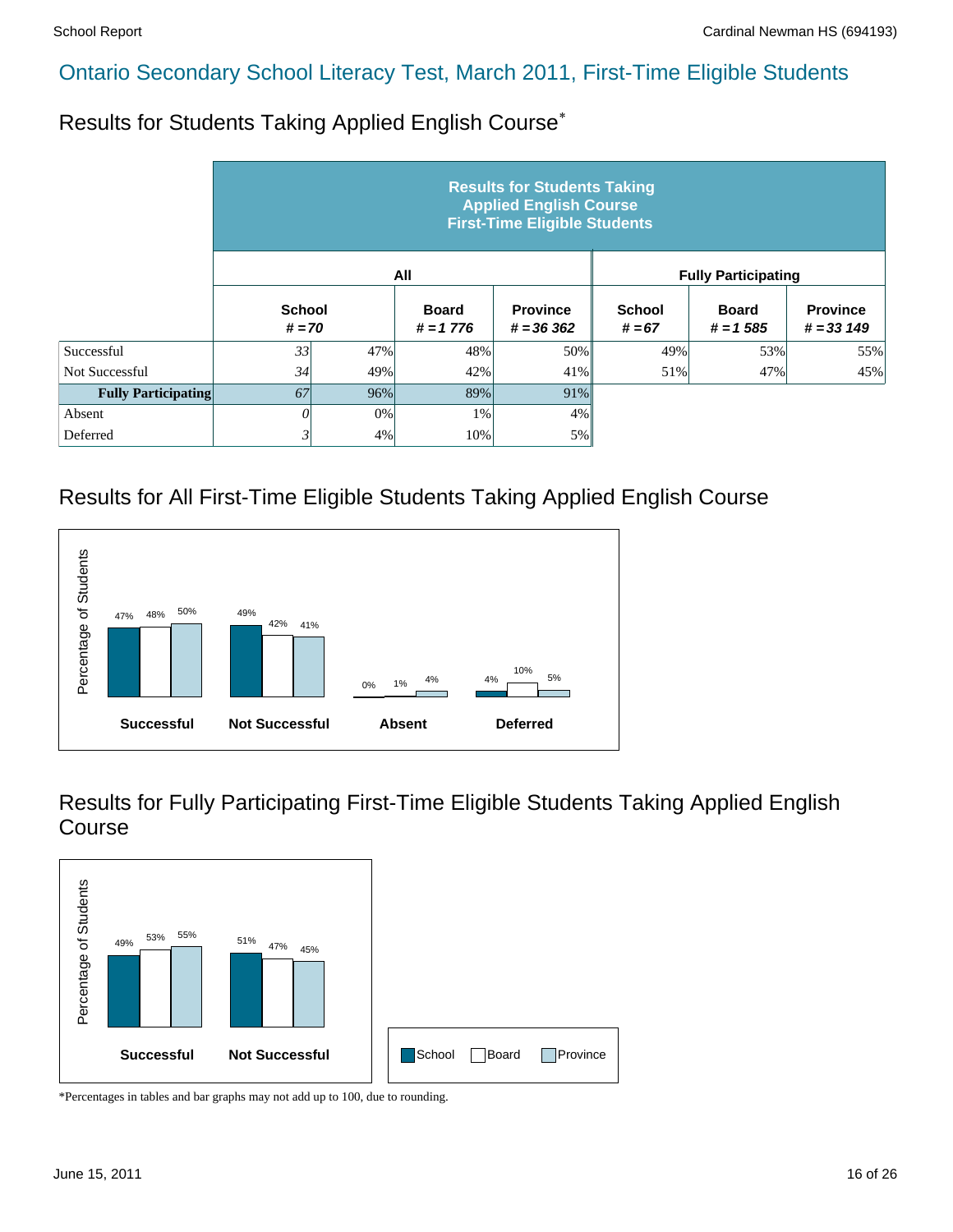## Ontario Secondary School Literacy Test, March 2011, First-Time Eligible Students

### Results for Students Taking Applied English Course*

| | Results for Students Taking Applied English Course First-Time Eligible Students | | | | | | |
|---|---|---|---|---|---|---|---|
| | All | | | | Fully Participating | | |
| | School # = 70 | | Board # = 1 776 | Province # = 36 362 | School # = 67 | Board # = 1 585 | Province # = 33 149 |
| Successful | 33 | 47% | 48% | 50% | 49% | 53% | 55% |
| Not Successful | 34 | 49% | 42% | 41% | 51% | 47% | 45% |
| **Fully Participating** | 67 | 96% | 89% | 91% | | | |
| Absent | 0 | 0% | 1% | 4% | | | |
| Deferred | 3 | 4% | 10% | 5% | | | |

### Results for All First-Time Eligible Students Taking Applied English Course

| | School | Board | Province |
|---|---|---|---|
| Successful | 47% | 48% | 50% |
| Not Successful | 49% | 42% | 41% |
| Absent | 0% | 1% | 4% |
| Deferred | 4% | 10% | 5% |

### Results for Fully Participating First-Time Eligible Students Taking Applied English Course

| | School | Board | Province |
|---|---|---|---|
| Successful | 49% | 53% | 55% |
| Not Successful | 51% | 47% | 45% |

*Percentages in tables and bar graphs may not add up to 100, due to rounding.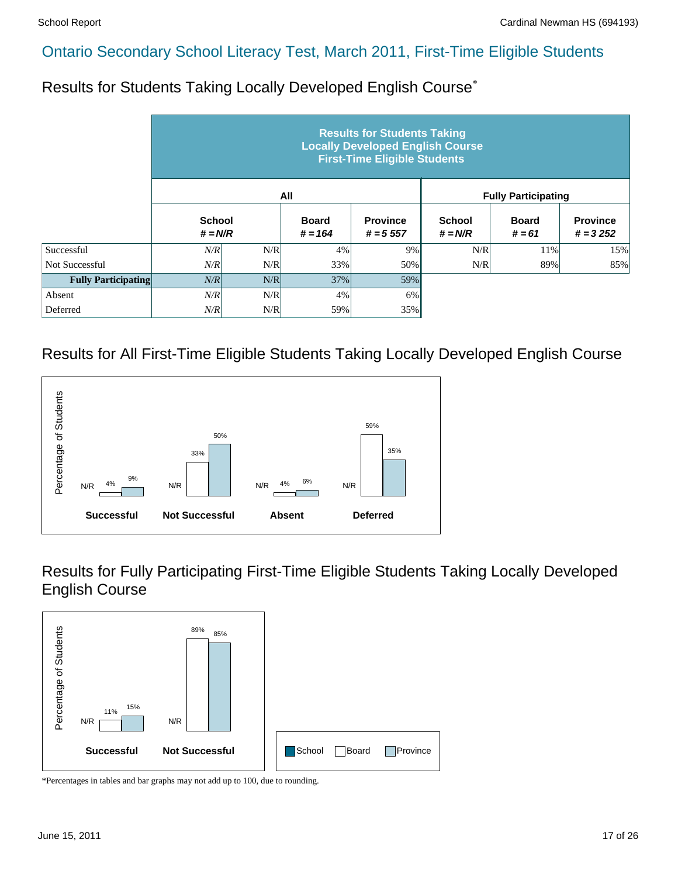## Ontario Secondary School Literacy Test, March 2011, First-Time Eligible Students

### Results for Students Taking Locally Developed English Course*

| | Results for Students Taking Locally Developed English Course First-Time Eligible Students | | | | | | |
|---|---|---|---|---|---|---|---|
| | All | | | | Fully Participating | | |
| | School # = N/R | | Board # = 164 | Province # = 5 557 | School # = N/R | Board # = 61 | Province # = 3 252 |
| Successful | *N/R* | N/R | 4% | 9% | N/R | 11% | 15% |
| Not Successful | *N/R* | N/R | 33% | 50% | N/R | 89% | 85% |
| **Fully Participating** | *N/R* | N/R | 37% | 59% | | | |
| Absent | *N/R* | N/R | 4% | 6% | | | |
| Deferred | *N/R* | N/R | 59% | 35% | | | |

### Results for All First-Time Eligible Students Taking Locally Developed English Course

| | School | Board | Province |
|---|---|---|---|
| Successful | N/R | 4% | 9% |
| Not Successful | N/R | 33% | 50% |
| Absent | N/R | 4% | 6% |
| Deferred | N/R | 59% | 35% |

### Results for Fully Participating First-Time Eligible Students Taking Locally Developed English Course

| | School | Board | Province |
|---|---|---|---|
| Successful | N/R | 11% | 15% |
| Not Successful | N/R | 89% | 85% |

*Percentages in tables and bar graphs may not add up to 100, due to rounding.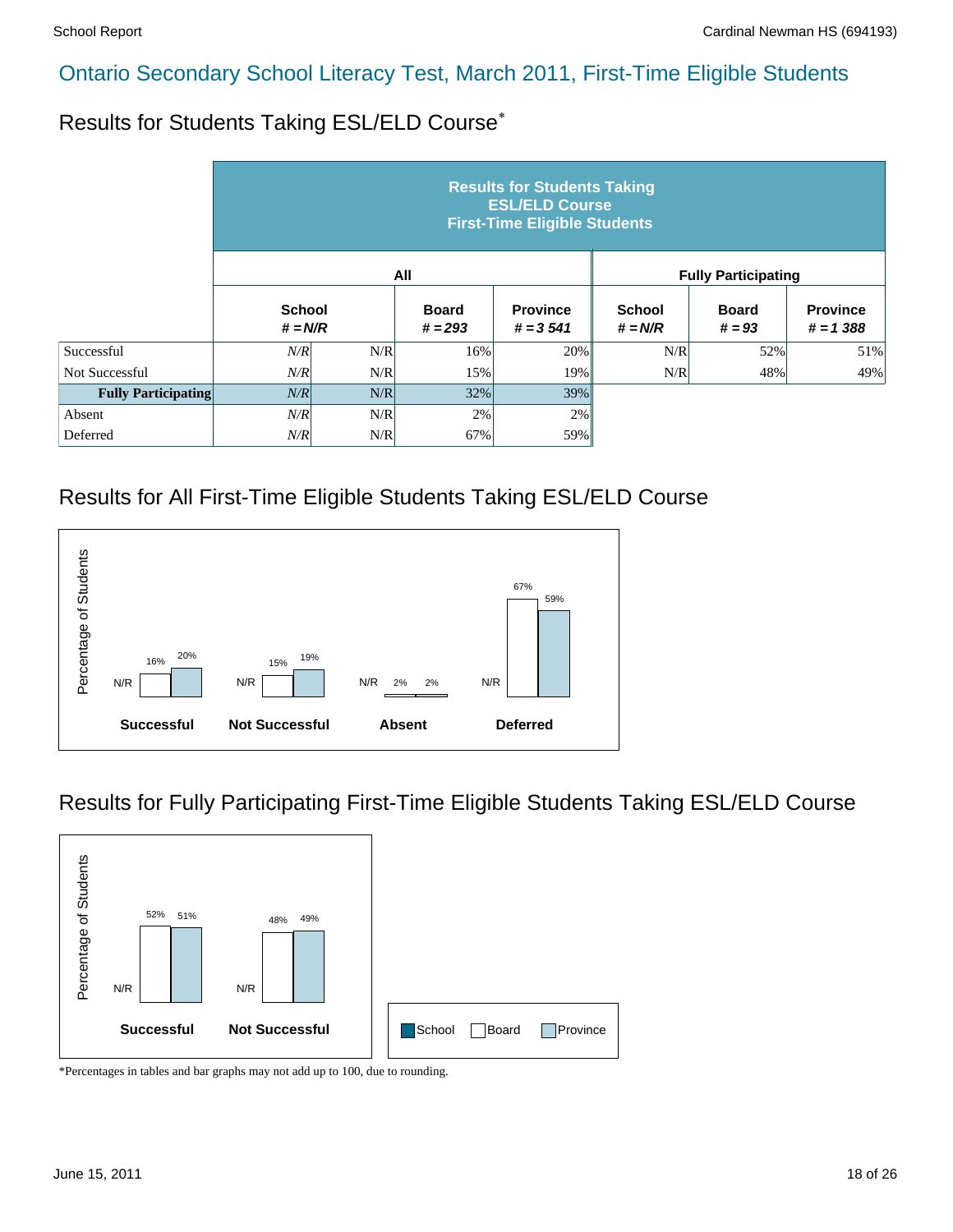## Ontario Secondary School Literacy Test, March 2011, First-Time Eligible Students

### Results for Students Taking ESL/ELD Course*

| | Results for Students Taking ESL/ELD Course First-Time Eligible Students | | | | | | |
|---|---|---|---|---|---|---|---|
| | All | | | | Fully Participating | | |
| | School # = N/R | | Board # = 293 | Province # = 3 541 | School # = N/R | Board # = 93 | Province # = 1 388 |
| Successful | *N/R* | N/R | 16% | 20% | N/R | 52% | 51% |
| Not Successful | *N/R* | N/R | 15% | 19% | N/R | 48% | 49% |
| **Fully Participating** | *N/R* | N/R | 32% | 39% | | | |
| Absent | *N/R* | N/R | 2% | 2% | | | |
| Deferred | *N/R* | N/R | 67% | 59% | | | |

### Results for All First-Time Eligible Students Taking ESL/ELD Course

| | School | Board | Province |
|---|---|---|---|
| Successful | N/R | 16% | 20% |
| Not Successful | N/R | 15% | 19% |
| Absent | N/R | 2% | 2% |
| Deferred | N/R | 67% | 59% |

### Results for Fully Participating First-Time Eligible Students Taking ESL/ELD Course

| | School | Board | Province |
|---|---|---|---|
| Successful | N/R | 52% | 51% |
| Not Successful | N/R | 48% | 49% |

*Percentages in tables and bar graphs may not add up to 100, due to rounding.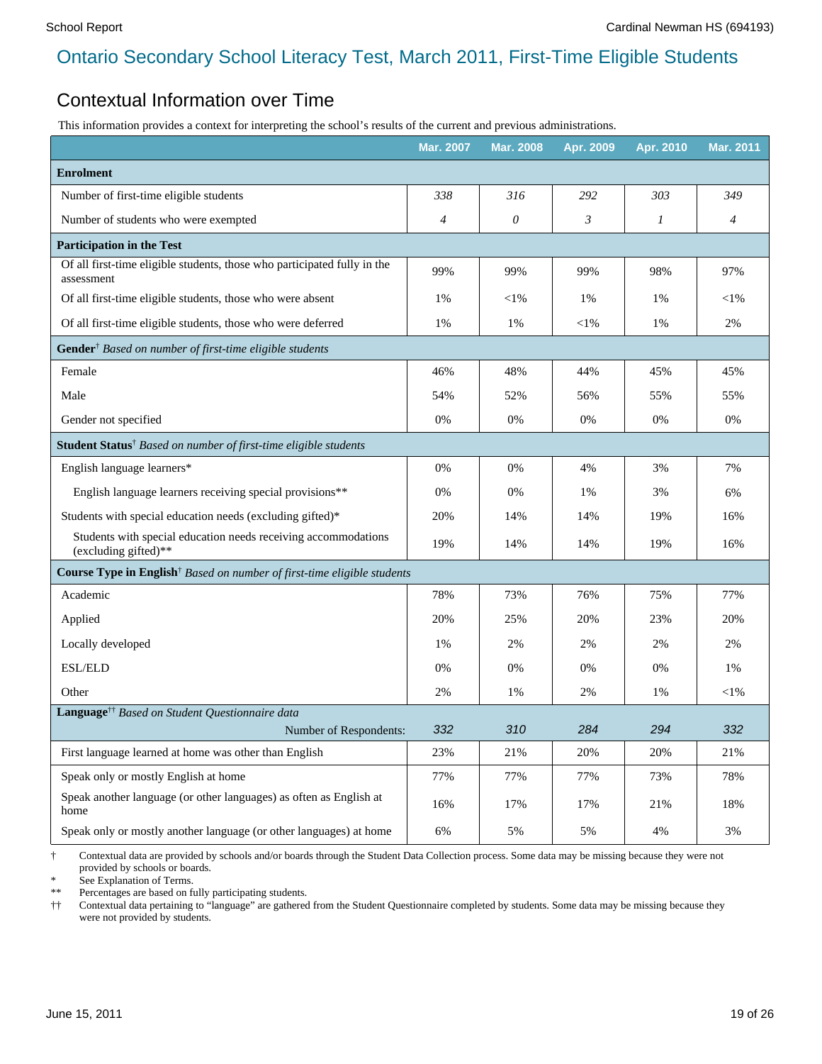# Ontario Secondary School Literacy Test, March 2011, First-Time Eligible Students

## Contextual Information over Time

This information provides a context for interpreting the school's results of the current and previous administrations.

| | Mar. 2007 | Mar. 2008 | Apr. 2009 | Apr. 2010 | Mar. 2011 |
|---|---|---|---|---|---|
| **Enrolment** | | | | | |
| Number of first-time eligible students | *338* | *316* | *292* | *303* | *349* |
| Number of students who were exempted | *4* | *0* | *3* | *1* | *4* |
| **Participation in the Test** | | | | | |
| Of all first-time eligible students, those who participated fully in the assessment | 99% | 99% | 99% | 98% | 97% |
| Of all first-time eligible students, those who were absent | 1% | <1% | 1% | 1% | <1% |
| Of all first-time eligible students, those who were deferred | 1% | 1% | <1% | 1% | 2% |
| **Gender**† *Based on number of first-time eligible students* | | | | | |
| Female | 46% | 48% | 44% | 45% | 45% |
| Male | 54% | 52% | 56% | 55% | 55% |
| Gender not specified | 0% | 0% | 0% | 0% | 0% |
| **Student Status**† *Based on number of first-time eligible students* | | | | | |
| English language learners* | 0% | 0% | 4% | 3% | 7% |
| English language learners receiving special provisions** | 0% | 0% | 1% | 3% | 6% |
| Students with special education needs (excluding gifted)* | 20% | 14% | 14% | 19% | 16% |
| Students with special education needs receiving accommodations (excluding gifted)** | 19% | 14% | 14% | 19% | 16% |
| **Course Type in English**† *Based on number of first-time eligible students* | | | | | |
| Academic | 78% | 73% | 76% | 75% | 77% |
| Applied | 20% | 25% | 20% | 23% | 20% |
| Locally developed | 1% | 2% | 2% | 2% | 2% |
| ESL/ELD | 0% | 0% | 0% | 0% | 1% |
| Other | 2% | 1% | 2% | 1% | <1% |
| **Language**†† *Based on Student Questionnaire data* Number of Respondents: | *332* | *310* | *284* | *294* | *332* |
| First language learned at home was other than English | 23% | 21% | 20% | 20% | 21% |
| Speak only or mostly English at home | 77% | 77% | 77% | 73% | 78% |
| Speak another language (or other languages) as often as English at home | 16% | 17% | 17% | 21% | 18% |
| Speak only or mostly another language (or other languages) at home | 6% | 5% | 5% | 4% | 3% |

† Contextual data are provided by schools and/or boards through the Student Data Collection process. Some data may be missing because they were not provided by schools or boards.

\* See Explanation of Terms.

** Percentages are based on fully participating students.

†† Contextual data pertaining to "language" are gathered from the Student Questionnaire completed by students. Some data may be missing because they were not provided by students.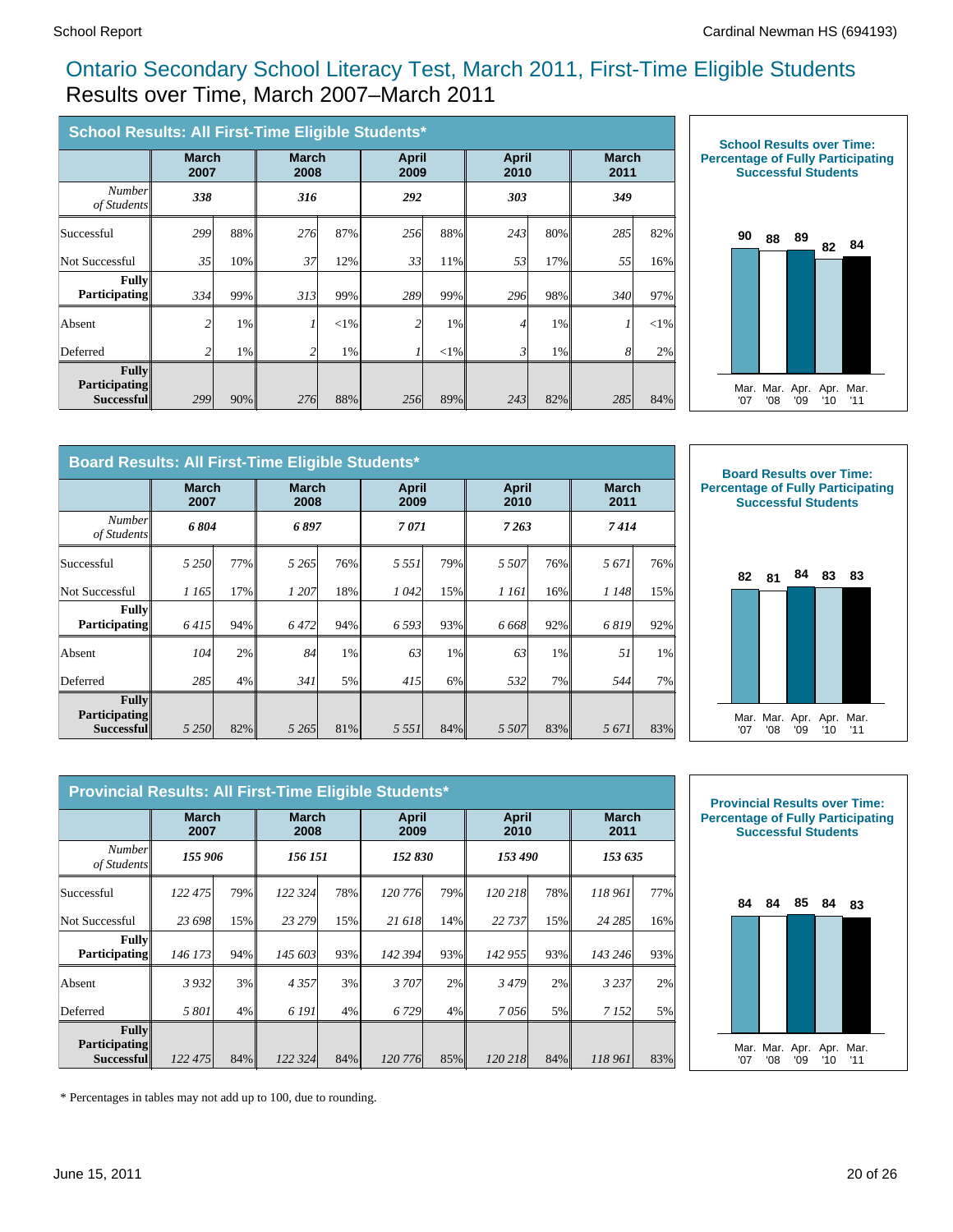# Ontario Secondary School Literacy Test, March 2011, First-Time Eligible Students

## Results over Time, March 2007–March 2011

### School Results: All First-Time Eligible Students*

| | March 2007 | | March 2008 | | April 2009 | | April 2010 | | March 2011 | |
|---|---|---|---|---|---|---|---|---|---|---|
| *Number of Students* | **338** | | **316** | | **292** | | **303** | | **349** | |
| Successful | 299 | 88% | 276 | 87% | 256 | 88% | 243 | 80% | 285 | 82% |
| Not Successful | 35 | 10% | 37 | 12% | 33 | 11% | 53 | 17% | 55 | 16% |
| **Fully Participating** | 334 | 99% | 313 | 99% | 289 | 99% | 296 | 98% | 340 | 97% |
| Absent | 2 | 1% | 1 | <1% | 2 | 1% | 4 | 1% | 1 | <1% |
| Deferred | 2 | 1% | 2 | 1% | 1 | <1% | 3 | 1% | 8 | 2% |
| **Fully Participating Successful** | 299 | 90% | 276 | 88% | 256 | 89% | 243 | 82% | 285 | 84% |

**School Results over Time: Percentage of Fully Participating Successful Students**

| Mar. '07 | Mar. '08 | Apr. '09 | Apr. '10 | Mar. '11 |
|---|---|---|---|---|
| 90 | 88 | 89 | 82 | 84 |

### Board Results: All First-Time Eligible Students*

| | March 2007 | | March 2008 | | April 2009 | | April 2010 | | March 2011 | |
|---|---|---|---|---|---|---|---|---|---|---|
| *Number of Students* | **6 804** | | **6 897** | | **7 071** | | **7 263** | | **7 414** | |
| Successful | 5 250 | 77% | 5 265 | 76% | 5 551 | 79% | 5 507 | 76% | 5 671 | 76% |
| Not Successful | 1 165 | 17% | 1 207 | 18% | 1 042 | 15% | 1 161 | 16% | 1 148 | 15% |
| **Fully Participating** | 6 415 | 94% | 6 472 | 94% | 6 593 | 93% | 6 668 | 92% | 6 819 | 92% |
| Absent | 104 | 2% | 84 | 1% | 63 | 1% | 63 | 1% | 51 | 1% |
| Deferred | 285 | 4% | 341 | 5% | 415 | 6% | 532 | 7% | 544 | 7% |
| **Fully Participating Successful** | 5 250 | 82% | 5 265 | 81% | 5 551 | 84% | 5 507 | 83% | 5 671 | 83% |

**Board Results over Time: Percentage of Fully Participating Successful Students**

| Mar. '07 | Mar. '08 | Apr. '09 | Apr. '10 | Mar. '11 |
|---|---|---|---|---|
| 82 | 81 | 84 | 83 | 83 |

### Provincial Results: All First-Time Eligible Students*

| | March 2007 | | March 2008 | | April 2009 | | April 2010 | | March 2011 | |
|---|---|---|---|---|---|---|---|---|---|---|
| *Number of Students* | **155 906** | | **156 151** | | **152 830** | | **153 490** | | **153 635** | |
| Successful | 122 475 | 79% | 122 324 | 78% | 120 776 | 79% | 120 218 | 78% | 118 961 | 77% |
| Not Successful | 23 698 | 15% | 23 279 | 15% | 21 618 | 14% | 22 737 | 15% | 24 285 | 16% |
| **Fully Participating** | 146 173 | 94% | 145 603 | 93% | 142 394 | 93% | 142 955 | 93% | 143 246 | 93% |
| Absent | 3 932 | 3% | 4 357 | 3% | 3 707 | 2% | 3 479 | 2% | 3 237 | 2% |
| Deferred | 5 801 | 4% | 6 191 | 4% | 6 729 | 4% | 7 056 | 5% | 7 152 | 5% |
| **Fully Participating Successful** | 122 475 | 84% | 122 324 | 84% | 120 776 | 85% | 120 218 | 84% | 118 961 | 83% |

**Provincial Results over Time: Percentage of Fully Participating Successful Students**

| Mar. '07 | Mar. '08 | Apr. '09 | Apr. '10 | Mar. '11 |
|---|---|---|---|---|
| 84 | 84 | 85 | 84 | 83 |

\* Percentages in tables may not add up to 100, due to rounding.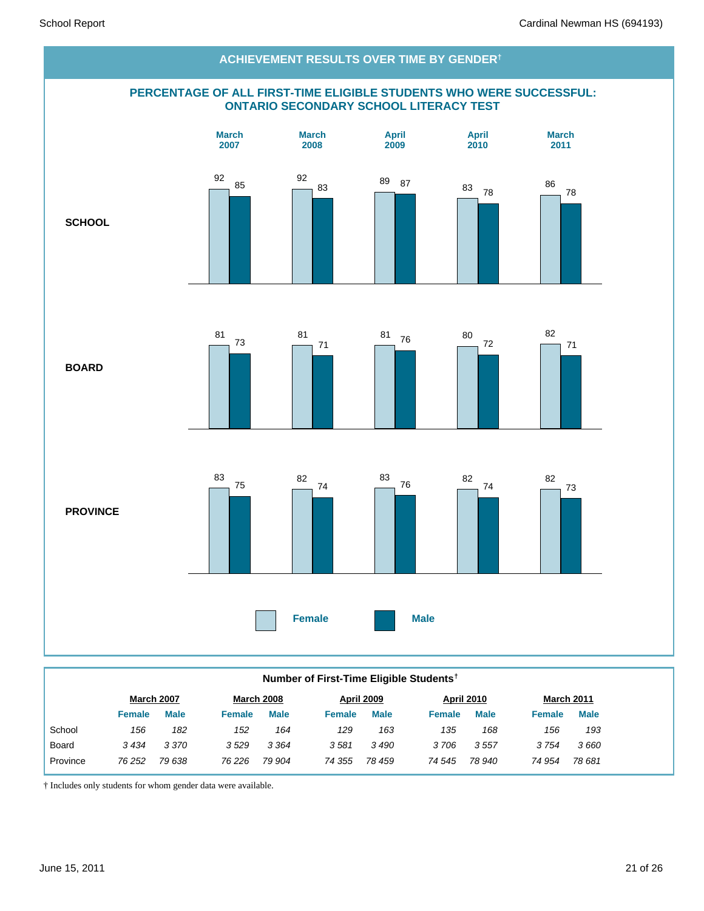## ACHIEVEMENT RESULTS OVER TIME BY GENDER†

### PERCENTAGE OF ALL FIRST-TIME ELIGIBLE STUDENTS WHO WERE SUCCESSFUL: ONTARIO SECONDARY SCHOOL LITERACY TEST

| | March 2007 | | March 2008 | | April 2009 | | April 2010 | | March 2011 | |
|---|---|---|---|---|---|---|---|---|---|---|
| | Female | Male | Female | Male | Female | Male | Female | Male | Female | Male |
| SCHOOL | 92 | 85 | 92 | 83 | 89 | 87 | 83 | 78 | 86 | 78 |
| BOARD | 81 | 73 | 81 | 71 | 81 | 76 | 80 | 72 | 82 | 71 |
| PROVINCE | 83 | 75 | 82 | 74 | 83 | 76 | 82 | 74 | 82 | 73 |

### Number of First-Time Eligible Students†

| | March 2007 | | March 2008 | | April 2009 | | April 2010 | | March 2011 | |
|---|---|---|---|---|---|---|---|---|---|---|
| | Female | Male | Female | Male | Female | Male | Female | Male | Female | Male |
| School | *156* | *182* | *152* | *164* | *129* | *163* | *135* | *168* | *156* | *193* |
| Board | *3 434* | *3 370* | *3 529* | *3 364* | *3 581* | *3 490* | *3 706* | *3 557* | *3 754* | *3 660* |
| Province | *76 252* | *79 638* | *76 226* | *79 904* | *74 355* | *78 459* | *74 545* | *78 940* | *74 954* | *78 681* |

† Includes only students for whom gender data were available.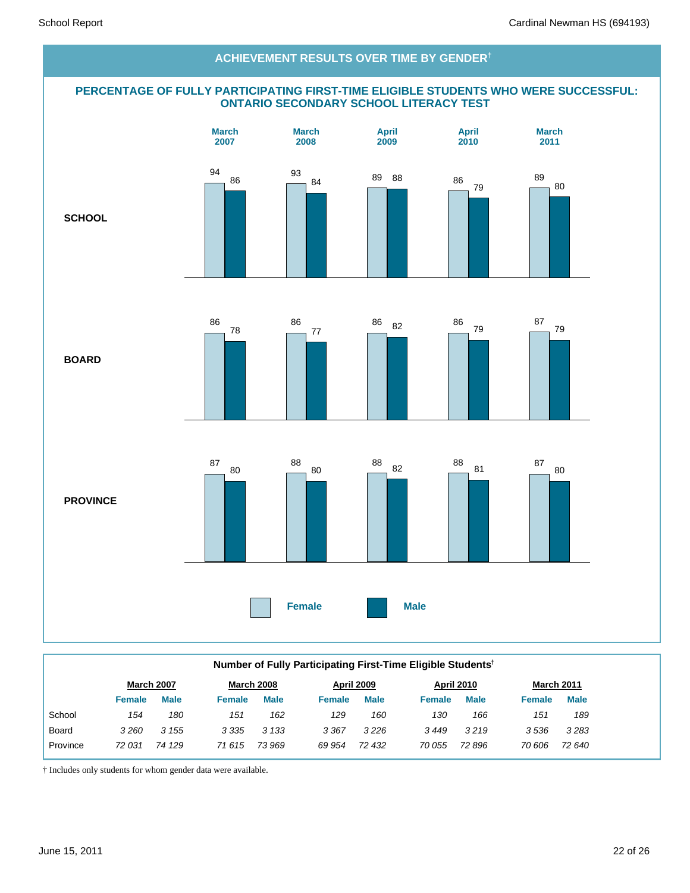## ACHIEVEMENT RESULTS OVER TIME BY GENDER†

### PERCENTAGE OF FULLY PARTICIPATING FIRST-TIME ELIGIBLE STUDENTS WHO WERE SUCCESSFUL: ONTARIO SECONDARY SCHOOL LITERACY TEST

| | March 2007 | | March 2008 | | April 2009 | | April 2010 | | March 2011 | |
|---|---|---|---|---|---|---|---|---|---|---|
| | Female | Male | Female | Male | Female | Male | Female | Male | Female | Male |
| **SCHOOL** | 94 | 86 | 93 | 84 | 89 | 88 | 86 | 79 | 89 | 80 |
| **BOARD** | 86 | 78 | 86 | 77 | 86 | 82 | 86 | 79 | 87 | 79 |
| **PROVINCE** | 87 | 80 | 88 | 80 | 88 | 82 | 88 | 81 | 87 | 80 |

### Number of Fully Participating First-Time Eligible Students†

| | March 2007 | | March 2008 | | April 2009 | | April 2010 | | March 2011 | |
|---|---|---|---|---|---|---|---|---|---|---|
| | Female | Male | Female | Male | Female | Male | Female | Male | Female | Male |
| School | *154* | *180* | *151* | *162* | *129* | *160* | *130* | *166* | *151* | *189* |
| Board | *3 260* | *3 155* | *3 335* | *3 133* | *3 367* | *3 226* | *3 449* | *3 219* | *3 536* | *3 283* |
| Province | *72 031* | *74 129* | *71 615* | *73 969* | *69 954* | *72 432* | *70 055* | *72 896* | *70 606* | *72 640* |

† Includes only students for whom gender data were available.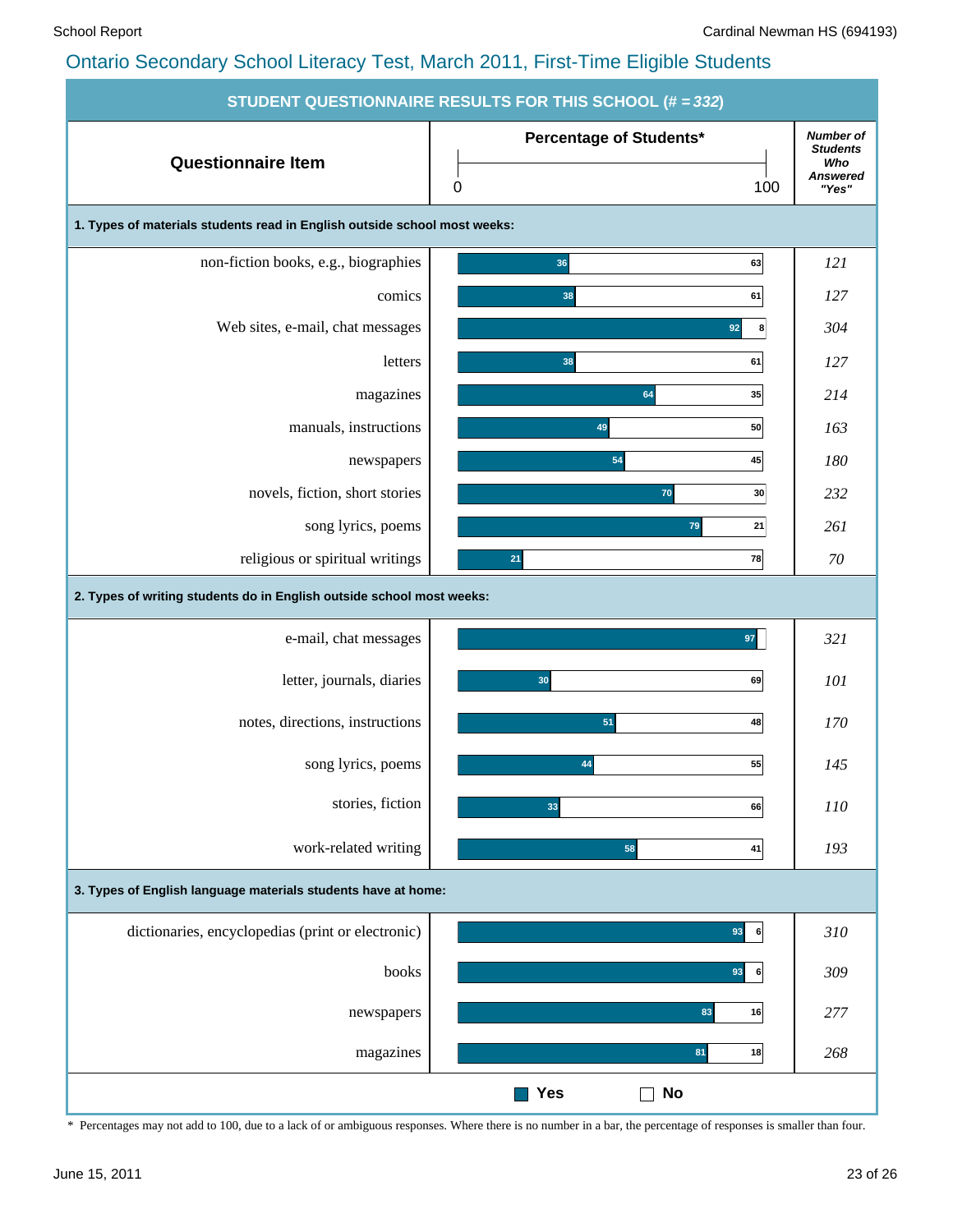## Ontario Secondary School Literacy Test, March 2011, First-Time Eligible Students

### STUDENT QUESTIONNAIRE RESULTS FOR THIS SCHOOL (# = 332)

| Questionnaire Item | Percentage of Students* Yes | Percentage of Students* No | Number of Students Who Answered "Yes" |
|---|---|---|---|
| **1. Types of materials students read in English outside school most weeks:** | | | |
| non-fiction books, e.g., biographies | 36 | 63 | 121 |
| comics | 38 | 61 | 127 |
| Web sites, e-mail, chat messages | 92 | 8 | 304 |
| letters | 38 | 61 | 127 |
| magazines | 64 | 35 | 214 |
| manuals, instructions | 49 | 50 | 163 |
| newspapers | 54 | 45 | 180 |
| novels, fiction, short stories | 70 | 30 | 232 |
| song lyrics, poems | 79 | 21 | 261 |
| religious or spiritual writings | 21 | 78 | 70 |
| **2. Types of writing students do in English outside school most weeks:** | | | |
| e-mail, chat messages | 97 | | 321 |
| letter, journals, diaries | 30 | 69 | 101 |
| notes, directions, instructions | 51 | 48 | 170 |
| song lyrics, poems | 44 | 55 | 145 |
| stories, fiction | 33 | 66 | 110 |
| work-related writing | 58 | 41 | 193 |
| **3. Types of English language materials students have at home:** | | | |
| dictionaries, encyclopedias (print or electronic) | 93 | 6 | 310 |
| books | 93 | 6 | 309 |
| newspapers | 83 | 16 | 277 |
| magazines | 81 | 18 | 268 |

\* Percentages may not add to 100, due to a lack of or ambiguous responses. Where there is no number in a bar, the percentage of responses is smaller than four.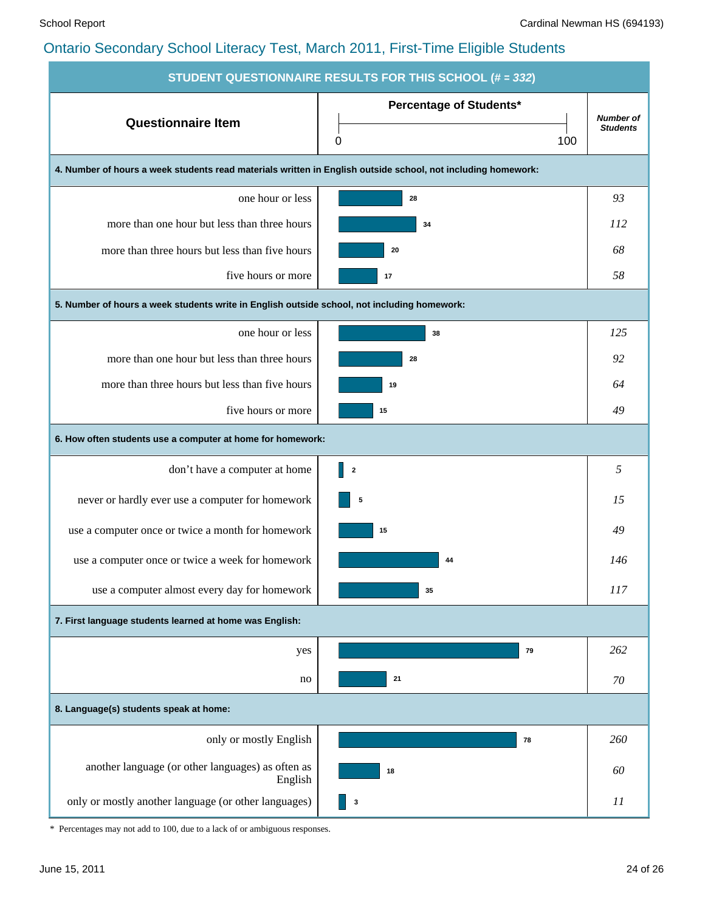## Ontario Secondary School Literacy Test, March 2011, First-Time Eligible Students

**STUDENT QUESTIONNAIRE RESULTS FOR THIS SCHOOL (# = 332)**

| Questionnaire Item | Percentage of Students* | Number of Students |
|---|---|---|
| **4. Number of hours a week students read materials written in English outside school, not including homework:** | | |
| one hour or less | 28 | 93 |
| more than one hour but less than three hours | 34 | 112 |
| more than three hours but less than five hours | 20 | 68 |
| five hours or more | 17 | 58 |
| **5. Number of hours a week students write in English outside school, not including homework:** | | |
| one hour or less | 38 | 125 |
| more than one hour but less than three hours | 28 | 92 |
| more than three hours but less than five hours | 19 | 64 |
| five hours or more | 15 | 49 |
| **6. How often students use a computer at home for homework:** | | |
| don't have a computer at home | 2 | 5 |
| never or hardly ever use a computer for homework | 5 | 15 |
| use a computer once or twice a month for homework | 15 | 49 |
| use a computer once or twice a week for homework | 44 | 146 |
| use a computer almost every day for homework | 35 | 117 |
| **7. First language students learned at home was English:** | | |
| yes | 79 | 262 |
| no | 21 | 70 |
| **8. Language(s) students speak at home:** | | |
| only or mostly English | 78 | 260 |
| another language (or other languages) as often as English | 18 | 60 |
| only or mostly another language (or other languages) | 3 | 11 |

\* Percentages may not add to 100, due to a lack of or ambiguous responses.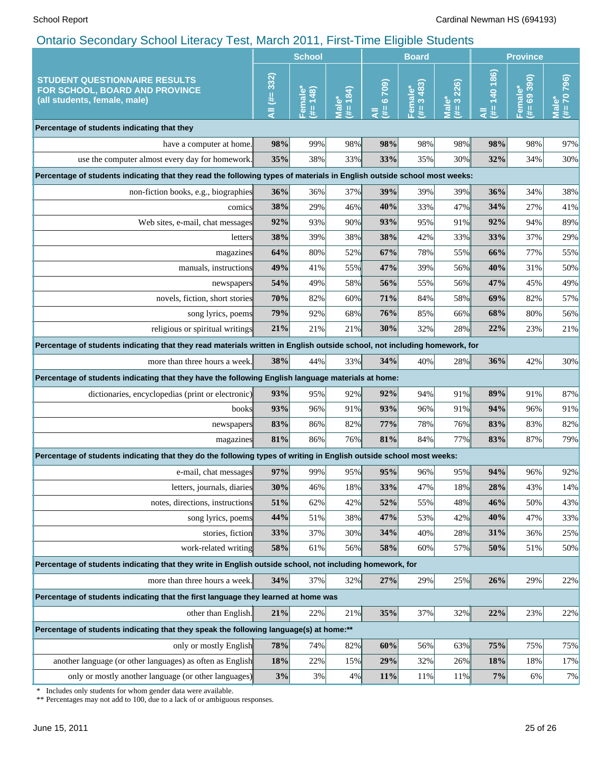## Ontario Secondary School Literacy Test, March 2011, First-Time Eligible Students

| STUDENT QUESTIONNAIRE RESULTS FOR SCHOOL, BOARD AND PROVINCE (all students, female, male) | School All (#= 332) | School Female* (#= 148) | School Male* (#= 184) | Board All (#= 6 709) | Board Female* (#= 3 483) | Board Male* (#= 3 226) | Province All (#= 140 186) | Province Female* (#= 69 390) | Province Male* (#= 70 796) |
|---|---|---|---|---|---|---|---|---|---|
| **Percentage of students indicating that they** | | | | | | | | | |
| have a computer at home. | **98%** | 99% | 98% | **98%** | 98% | 98% | **98%** | 98% | 97% |
| use the computer almost every day for homework. | **35%** | 38% | 33% | **33%** | 35% | 30% | **32%** | 34% | 30% |
| **Percentage of students indicating that they read the following types of materials in English outside school most weeks:** | | | | | | | | | |
| non-fiction books, e.g., biographies | **36%** | 36% | 37% | **39%** | 39% | 39% | **36%** | 34% | 38% |
| comics | **38%** | 29% | 46% | **40%** | 33% | 47% | **34%** | 27% | 41% |
| Web sites, e-mail, chat messages | **92%** | 93% | 90% | **93%** | 95% | 91% | **92%** | 94% | 89% |
| letters | **38%** | 39% | 38% | **38%** | 42% | 33% | **33%** | 37% | 29% |
| magazines | **64%** | 80% | 52% | **67%** | 78% | 55% | **66%** | 77% | 55% |
| manuals, instructions | **49%** | 41% | 55% | **47%** | 39% | 56% | **40%** | 31% | 50% |
| newspapers | **54%** | 49% | 58% | **56%** | 55% | 56% | **47%** | 45% | 49% |
| novels, fiction, short stories | **70%** | 82% | 60% | **71%** | 84% | 58% | **69%** | 82% | 57% |
| song lyrics, poems | **79%** | 92% | 68% | **76%** | 85% | 66% | **68%** | 80% | 56% |
| religious or spiritual writings | **21%** | 21% | 21% | **30%** | 32% | 28% | **22%** | 23% | 21% |
| **Percentage of students indicating that they read materials written in English outside school, not including homework, for** | | | | | | | | | |
| more than three hours a week. | **38%** | 44% | 33% | **34%** | 40% | 28% | **36%** | 42% | 30% |
| **Percentage of students indicating that they have the following English language materials at home:** | | | | | | | | | |
| dictionaries, encyclopedias (print or electronic) | **93%** | 95% | 92% | **92%** | 94% | 91% | **89%** | 91% | 87% |
| books | **93%** | 96% | 91% | **93%** | 96% | 91% | **94%** | 96% | 91% |
| newspapers | **83%** | 86% | 82% | **77%** | 78% | 76% | **83%** | 83% | 82% |
| magazines | **81%** | 86% | 76% | **81%** | 84% | 77% | **83%** | 87% | 79% |
| **Percentage of students indicating that they do the following types of writing in English outside school most weeks:** | | | | | | | | | |
| e-mail, chat messages | **97%** | 99% | 95% | **95%** | 96% | 95% | **94%** | 96% | 92% |
| letters, journals, diaries | **30%** | 46% | 18% | **33%** | 47% | 18% | **28%** | 43% | 14% |
| notes, directions, instructions | **51%** | 62% | 42% | **52%** | 55% | 48% | **46%** | 50% | 43% |
| song lyrics, poems | **44%** | 51% | 38% | **47%** | 53% | 42% | **40%** | 47% | 33% |
| stories, fiction | **33%** | 37% | 30% | **34%** | 40% | 28% | **31%** | 36% | 25% |
| work-related writing | **58%** | 61% | 56% | **58%** | 60% | 57% | **50%** | 51% | 50% |
| **Percentage of students indicating that they write in English outside school, not including homework, for** | | | | | | | | | |
| more than three hours a week. | **34%** | 37% | 32% | **27%** | 29% | 25% | **26%** | 29% | 22% |
| **Percentage of students indicating that the first language they learned at home was** | | | | | | | | | |
| other than English. | **21%** | 22% | 21% | **35%** | 37% | 32% | **22%** | 23% | 22% |
| **Percentage of students indicating that they speak the following language(s) at home:**** | | | | | | | | | |
| only or mostly English | **78%** | 74% | 82% | **60%** | 56% | 63% | **75%** | 75% | 75% |
| another language (or other languages) as often as English | **18%** | 22% | 15% | **29%** | 32% | 26% | **18%** | 18% | 17% |
| only or mostly another language (or other languages) | **3%** | 3% | 4% | **11%** | 11% | 11% | **7%** | 6% | 7% |

\* Includes only students for whom gender data were available.
** Percentages may not add to 100, due to a lack of or ambiguous responses.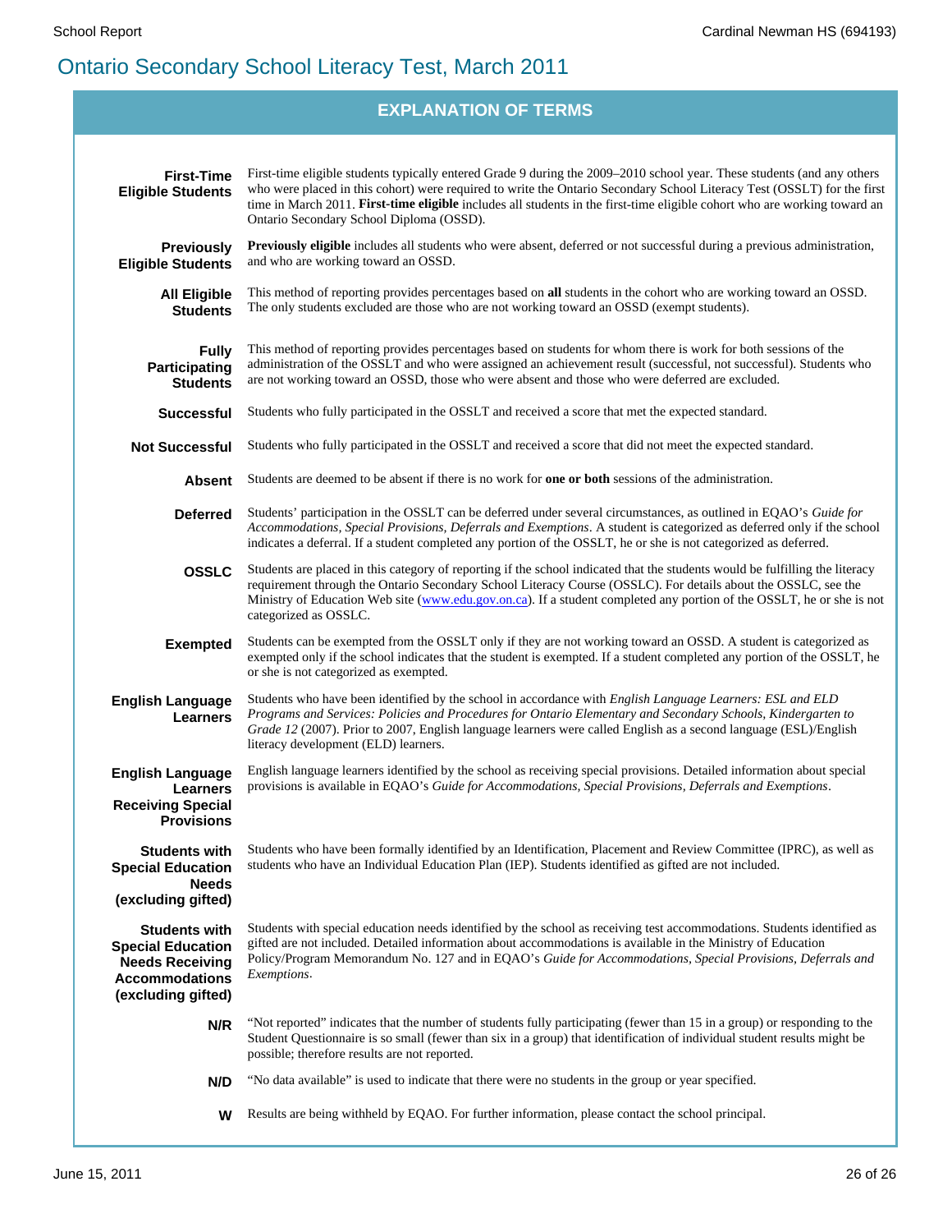# Ontario Secondary School Literacy Test, March 2011

## EXPLANATION OF TERMS

**First-Time Eligible Students**
First-time eligible students typically entered Grade 9 during the 2009–2010 school year. These students (and any others who were placed in this cohort) were required to write the Ontario Secondary School Literacy Test (OSSLT) for the first time in March 2011. **First-time eligible** includes all students in the first-time eligible cohort who are working toward an Ontario Secondary School Diploma (OSSD).

**Previously Eligible Students**
**Previously eligible** includes all students who were absent, deferred or not successful during a previous administration, and who are working toward an OSSD.

**All Eligible Students**
This method of reporting provides percentages based on **all** students in the cohort who are working toward an OSSD. The only students excluded are those who are not working toward an OSSD (exempt students).

**Fully Participating Students**
This method of reporting provides percentages based on students for whom there is work for both sessions of the administration of the OSSLT and who were assigned an achievement result (successful, not successful). Students who are not working toward an OSSD, those who were absent and those who were deferred are excluded.

**Successful**
Students who fully participated in the OSSLT and received a score that met the expected standard.

**Not Successful**
Students who fully participated in the OSSLT and received a score that did not meet the expected standard.

**Absent**
Students are deemed to be absent if there is no work for **one or both** sessions of the administration.

**Deferred**
Students' participation in the OSSLT can be deferred under several circumstances, as outlined in EQAO's *Guide for Accommodations, Special Provisions, Deferrals and Exemptions*. A student is categorized as deferred only if the school indicates a deferral. If a student completed any portion of the OSSLT, he or she is not categorized as deferred.

**OSSLC**
Students are placed in this category of reporting if the school indicated that the students would be fulfilling the literacy requirement through the Ontario Secondary School Literacy Course (OSSLC). For details about the OSSLC, see the Ministry of Education Web site (www.edu.gov.on.ca). If a student completed any portion of the OSSLT, he or she is not categorized as OSSLC.

**Exempted**
Students can be exempted from the OSSLT only if they are not working toward an OSSD. A student is categorized as exempted only if the school indicates that the student is exempted. If a student completed any portion of the OSSLT, he or she is not categorized as exempted.

**English Language Learners**
Students who have been identified by the school in accordance with *English Language Learners: ESL and ELD Programs and Services: Policies and Procedures for Ontario Elementary and Secondary Schools, Kindergarten to Grade 12* (2007). Prior to 2007, English language learners were called English as a second language (ESL)/English literacy development (ELD) learners.

**English Language Learners Receiving Special Provisions**
English language learners identified by the school as receiving special provisions. Detailed information about special provisions is available in EQAO's *Guide for Accommodations, Special Provisions, Deferrals and Exemptions*.

**Students with Special Education Needs (excluding gifted)**
Students who have been formally identified by an Identification, Placement and Review Committee (IPRC), as well as students who have an Individual Education Plan (IEP). Students identified as gifted are not included.

**Students with Special Education Needs Receiving Accommodations (excluding gifted)**
Students with special education needs identified by the school as receiving test accommodations. Students identified as gifted are not included. Detailed information about accommodations is available in the Ministry of Education Policy/Program Memorandum No. 127 and in EQAO's *Guide for Accommodations, Special Provisions, Deferrals and Exemptions*.

**N/R**
"Not reported" indicates that the number of students fully participating (fewer than 15 in a group) or responding to the Student Questionnaire is so small (fewer than six in a group) that identification of individual student results might be possible; therefore results are not reported.

**N/D**
"No data available" is used to indicate that there were no students in the group or year specified.

**W**
Results are being withheld by EQAO. For further information, please contact the school principal.